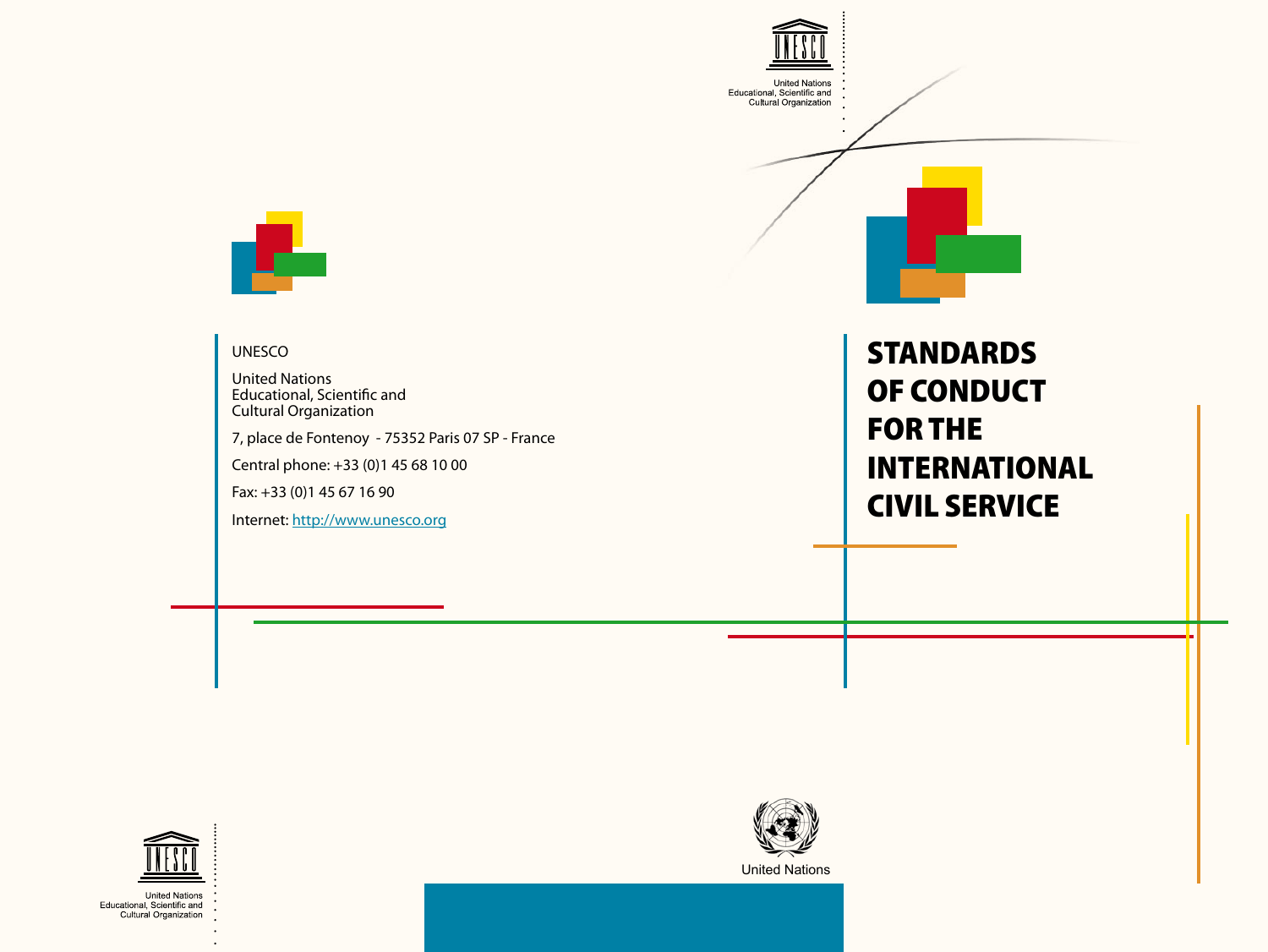United Nations
Educational, Scientific and
Cultural Organization

# STANDARDS OF CONDUCT FOR THE INTERNATIONAL CIVIL SERVICE

UNESCO

United Nations
Educational, Scientific and
Cultural Organization

7, place de Fontenoy - 75352 Paris 07 SP - France

Central phone: +33 (0)1 45 68 10 00

Fax: +33 (0)1 45 67 16 90

Internet: http://www.unesco.org

United Nations
Educational, Scientific and
Cultural Organization

United Nations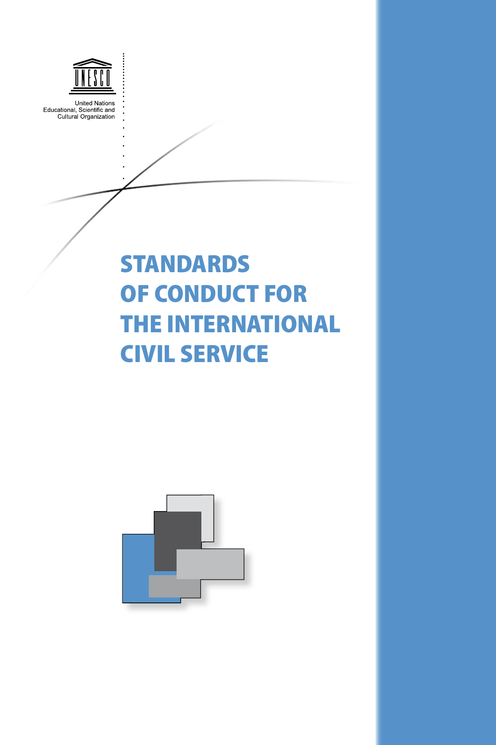United Nations
Educational, Scientific and
Cultural Organization

# STANDARDS OF CONDUCT FOR THE INTERNATIONAL CIVIL SERVICE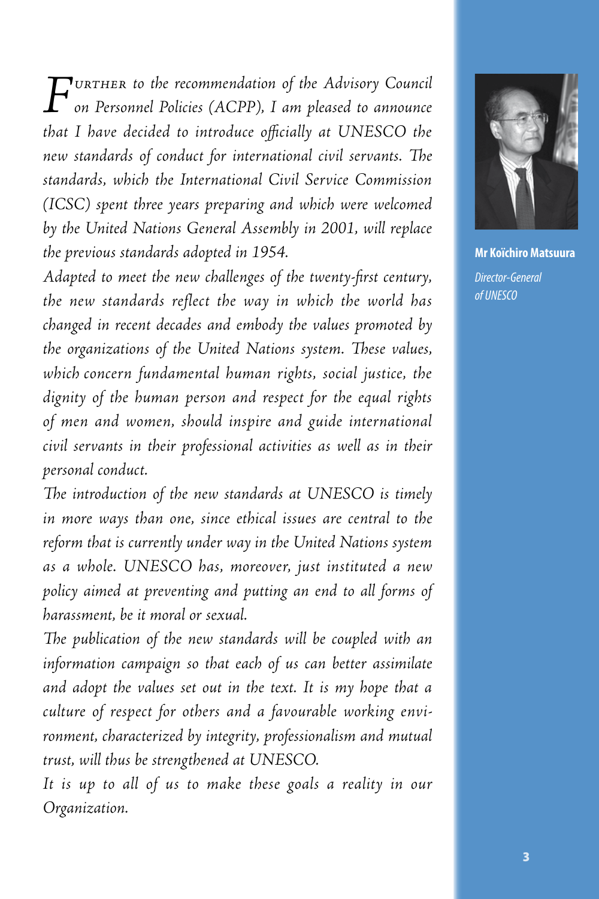*Further to the recommendation of the Advisory Council on Personnel Policies (ACPP), I am pleased to announce that I have decided to introduce officially at UNESCO the new standards of conduct for international civil servants. The standards, which the International Civil Service Commission (ICSC) spent three years preparing and which were welcomed by the United Nations General Assembly in 2001, will replace the previous standards adopted in 1954.*

*Adapted to meet the new challenges of the twenty-first century, the new standards reflect the way in which the world has changed in recent decades and embody the values promoted by the organizations of the United Nations system. These values, which concern fundamental human rights, social justice, the dignity of the human person and respect for the equal rights of men and women, should inspire and guide international civil servants in their professional activities as well as in their personal conduct.*

*The introduction of the new standards at UNESCO is timely in more ways than one, since ethical issues are central to the reform that is currently under way in the United Nations system as a whole. UNESCO has, moreover, just instituted a new policy aimed at preventing and putting an end to all forms of harassment, be it moral or sexual.*

*The publication of the new standards will be coupled with an information campaign so that each of us can better assimilate and adopt the values set out in the text. It is my hope that a culture of respect for others and a favourable working environment, characterized by integrity, professionalism and mutual trust, will thus be strengthened at UNESCO.*

*It is up to all of us to make these goals a reality in our Organization.*

**Mr Koïchiro Matsuura**

*Director-General of UNESCO*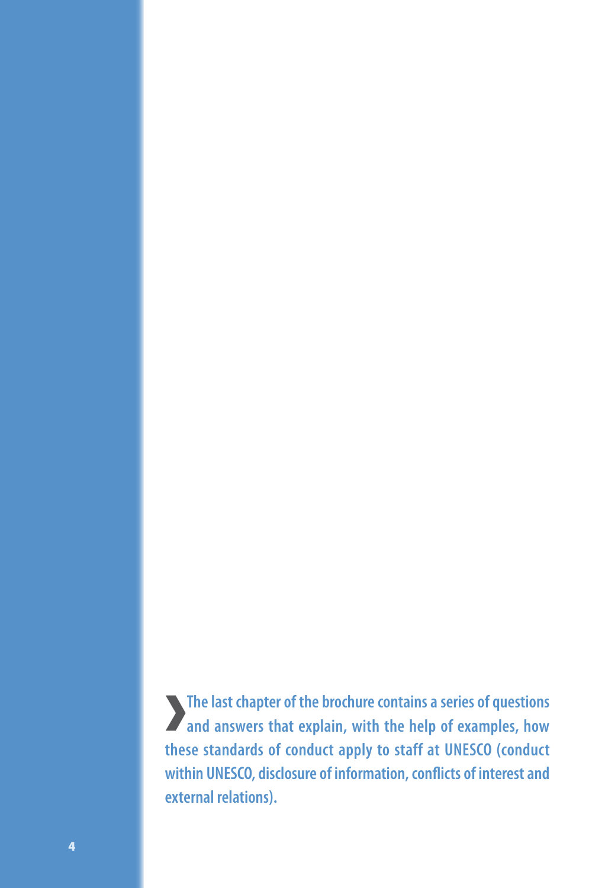**The last chapter of the brochure contains a series of questions and answers that explain, with the help of examples, how these standards of conduct apply to staff at UNESCO (conduct within UNESCO, disclosure of information, conflicts of interest and external relations).**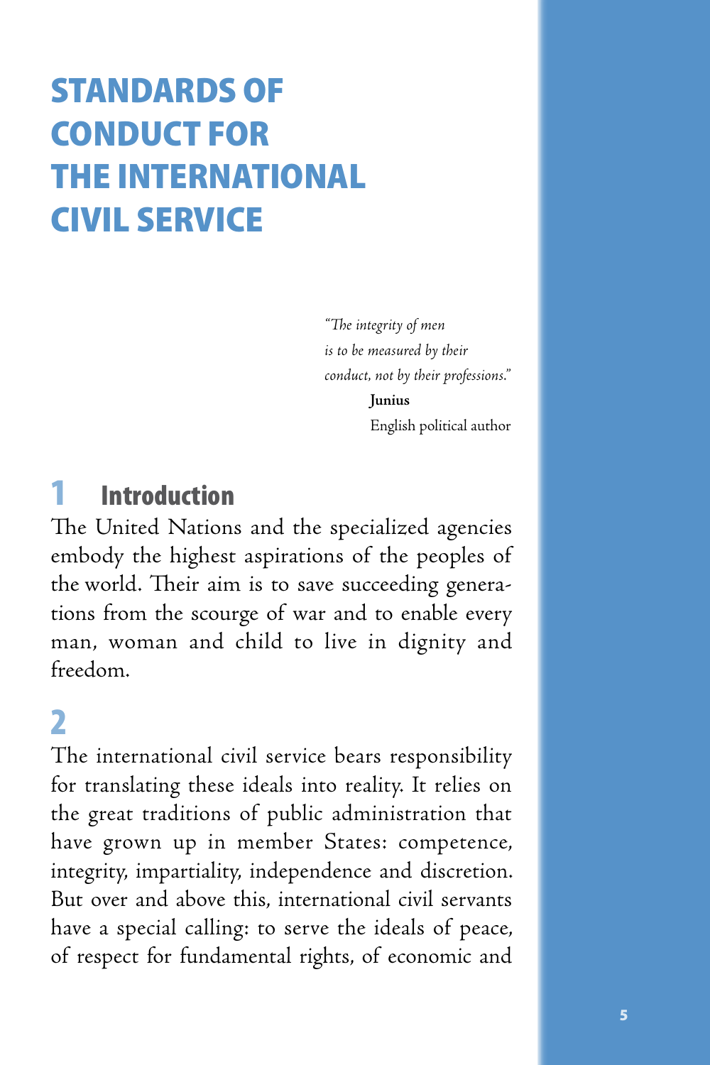# STANDARDS OF CONDUCT FOR THE INTERNATIONAL CIVIL SERVICE

> *"The integrity of men is to be measured by their conduct, not by their professions."*
>
> **Junius**
> English political author

## 1 Introduction

The United Nations and the specialized agencies embody the highest aspirations of the peoples of the world. Their aim is to save succeeding generations from the scourge of war and to enable every man, woman and child to live in dignity and freedom.

## 2

The international civil service bears responsibility for translating these ideals into reality. It relies on the great traditions of public administration that have grown up in member States: competence, integrity, impartiality, independence and discretion. But over and above this, international civil servants have a special calling: to serve the ideals of peace, of respect for fundamental rights, of economic and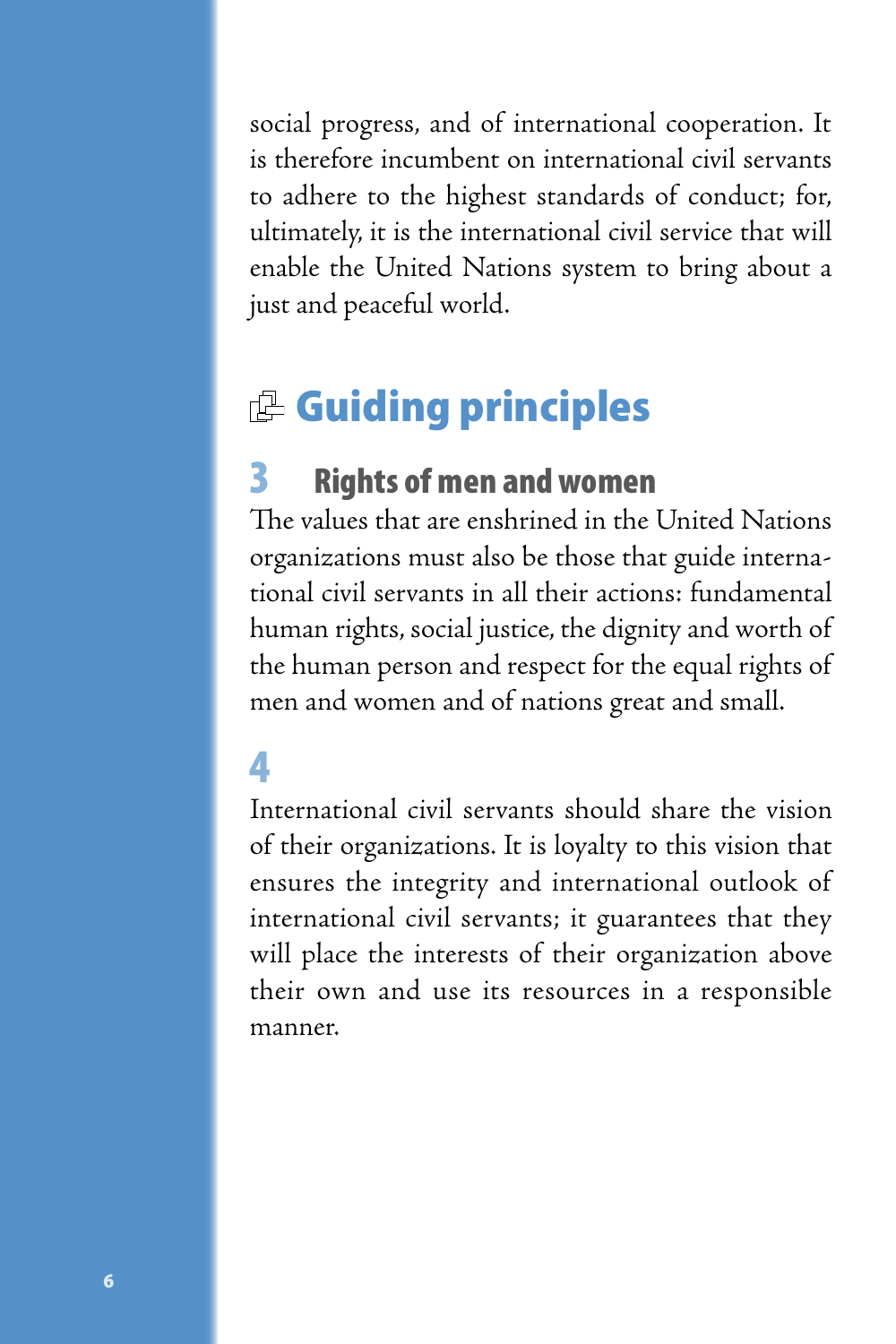social progress, and of international cooperation. It is therefore incumbent on international civil servants to adhere to the highest standards of conduct; for, ultimately, it is the international civil service that will enable the United Nations system to bring about a just and peaceful world.

## Guiding principles

### 3 Rights of men and women

The values that are enshrined in the United Nations organizations must also be those that guide international civil servants in all their actions: fundamental human rights, social justice, the dignity and worth of the human person and respect for the equal rights of men and women and of nations great and small.

### 4

International civil servants should share the vision of their organizations. It is loyalty to this vision that ensures the integrity and international outlook of international civil servants; it guarantees that they will place the interests of their organization above their own and use its resources in a responsible manner.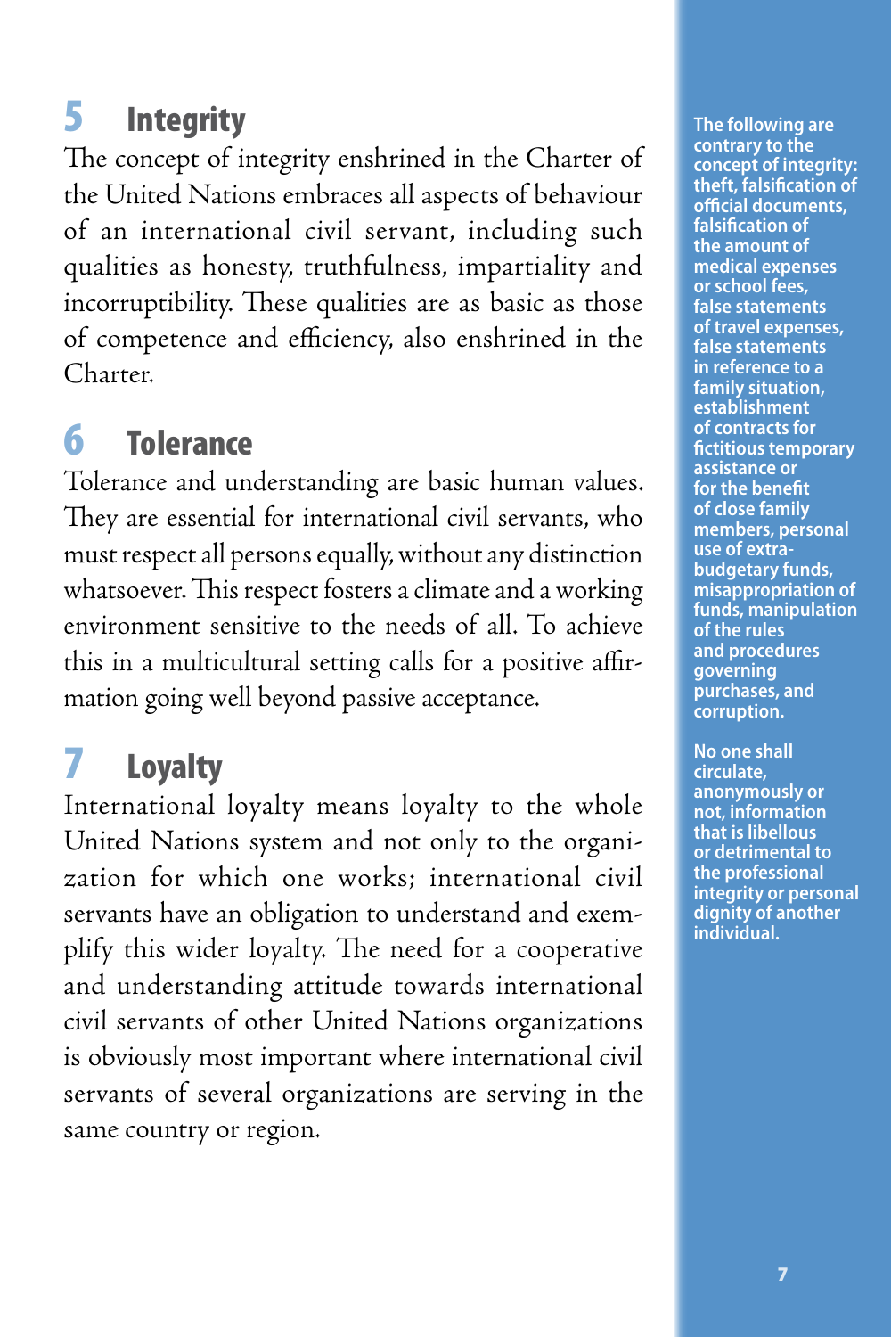## 5 Integrity

The concept of integrity enshrined in the Charter of the United Nations embraces all aspects of behaviour of an international civil servant, including such qualities as honesty, truthfulness, impartiality and incorruptibility. These qualities are as basic as those of competence and efficiency, also enshrined in the Charter.

## 6 Tolerance

Tolerance and understanding are basic human values. They are essential for international civil servants, who must respect all persons equally, without any distinction whatsoever. This respect fosters a climate and a working environment sensitive to the needs of all. To achieve this in a multicultural setting calls for a positive affirmation going well beyond passive acceptance.

## 7 Loyalty

International loyalty means loyalty to the whole United Nations system and not only to the organization for which one works; international civil servants have an obligation to understand and exemplify this wider loyalty. The need for a cooperative and understanding attitude towards international civil servants of other United Nations organizations is obviously most important where international civil servants of several organizations are serving in the same country or region.

**The following are contrary to the concept of integrity: theft, falsification of official documents, falsification of the amount of medical expenses or school fees, false statements of travel expenses, false statements in reference to a family situation, establishment of contracts for fictitious temporary assistance or for the benefit of close family members, personal use of extra-budgetary funds, misappropriation of funds, manipulation of the rules and procedures governing purchases, and corruption.**

**No one shall circulate, anonymously or not, information that is libellous or detrimental to the professional integrity or personal dignity of another individual.**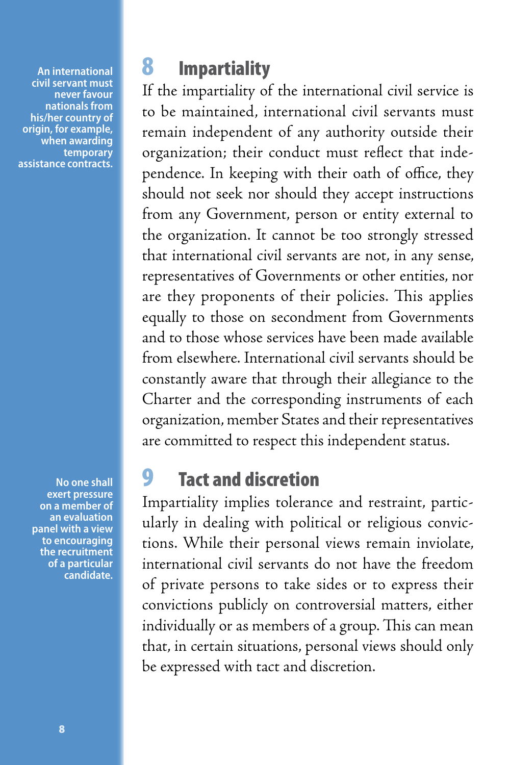**An international civil servant must never favour nationals from his/her country of origin, for example, when awarding temporary assistance contracts.**

## 8 Impartiality

If the impartiality of the international civil service is to be maintained, international civil servants must remain independent of any authority outside their organization; their conduct must reflect that independence. In keeping with their oath of office, they should not seek nor should they accept instructions from any Government, person or entity external to the organization. It cannot be too strongly stressed that international civil servants are not, in any sense, representatives of Governments or other entities, nor are they proponents of their policies. This applies equally to those on secondment from Governments and to those whose services have been made available from elsewhere. International civil servants should be constantly aware that through their allegiance to the Charter and the corresponding instruments of each organization, member States and their representatives are committed to respect this independent status.

**No one shall exert pressure on a member of an evaluation panel with a view to encouraging the recruitment of a particular candidate.**

## 9 Tact and discretion

Impartiality implies tolerance and restraint, particularly in dealing with political or religious convictions. While their personal views remain inviolate, international civil servants do not have the freedom of private persons to take sides or to express their convictions publicly on controversial matters, either individually or as members of a group. This can mean that, in certain situations, personal views should only be expressed with tact and discretion.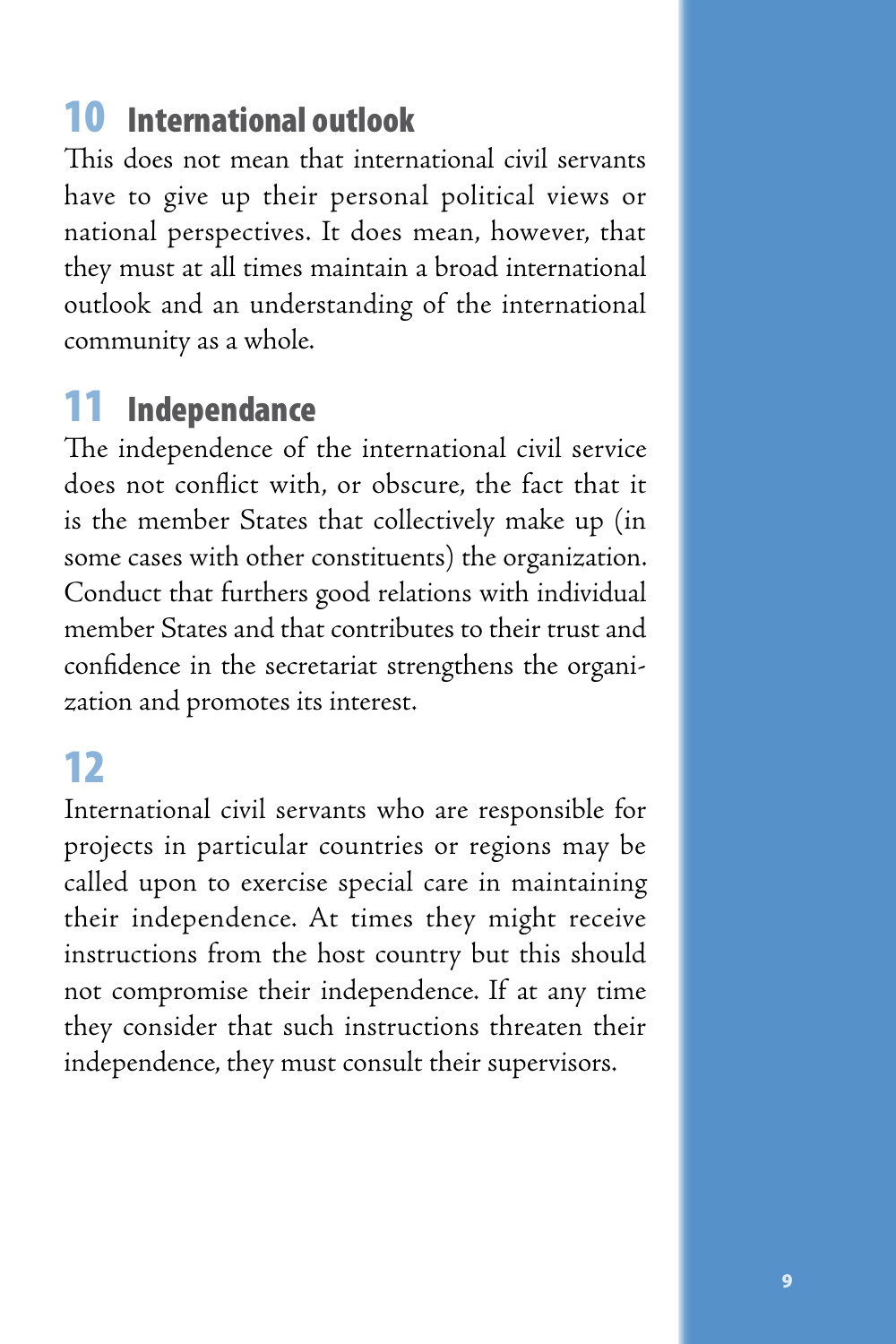## 10 International outlook

This does not mean that international civil servants have to give up their personal political views or national perspectives. It does mean, however, that they must at all times maintain a broad international outlook and an understanding of the international community as a whole.

## 11 Independance

The independence of the international civil service does not conflict with, or obscure, the fact that it is the member States that collectively make up (in some cases with other constituents) the organization. Conduct that furthers good relations with individual member States and that contributes to their trust and confidence in the secretariat strengthens the organization and promotes its interest.

## 12

International civil servants who are responsible for projects in particular countries or regions may be called upon to exercise special care in maintaining their independence. At times they might receive instructions from the host country but this should not compromise their independence. If at any time they consider that such instructions threaten their independence, they must consult their supervisors.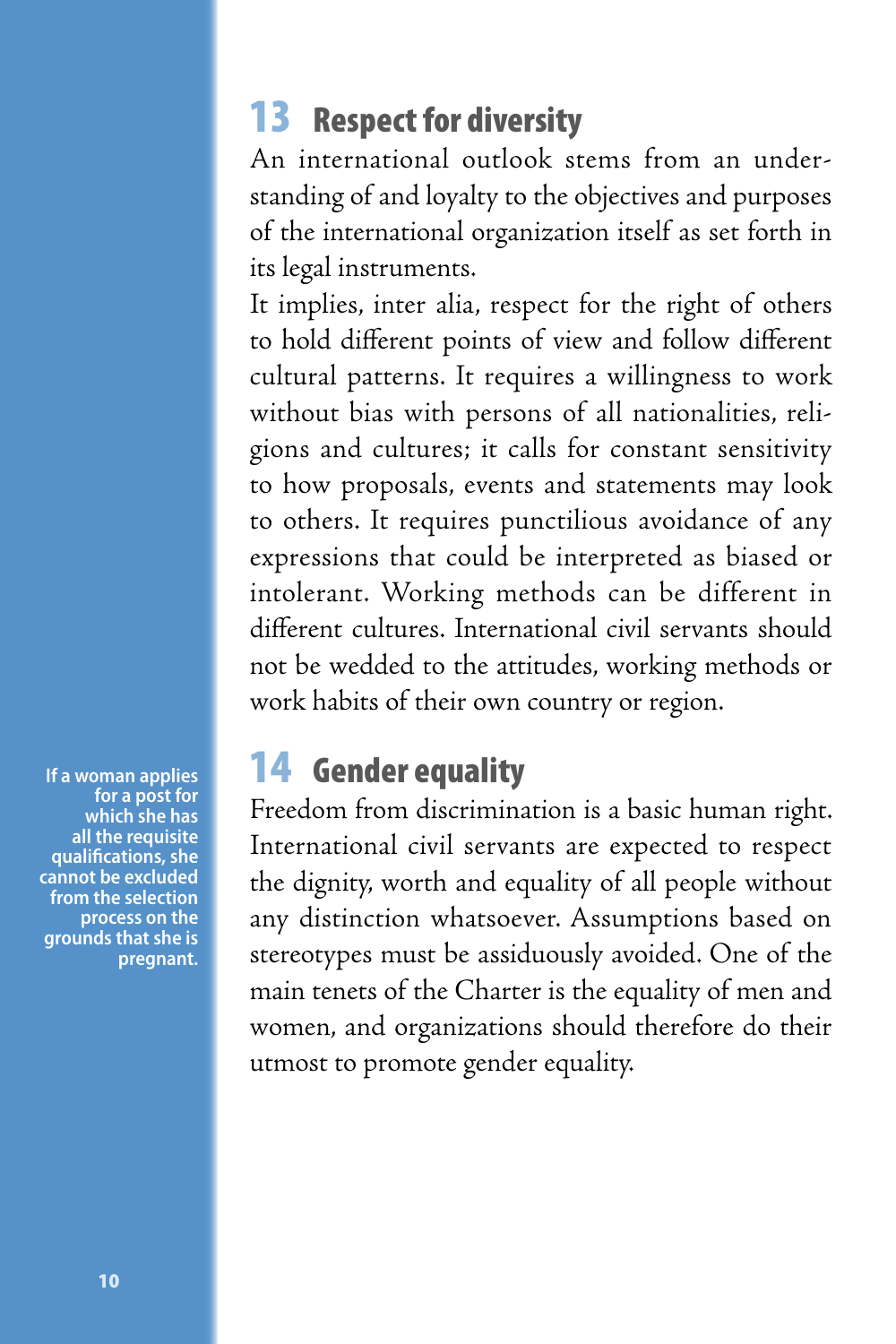## 13 Respect for diversity

An international outlook stems from an understanding of and loyalty to the objectives and purposes of the international organization itself as set forth in its legal instruments.

It implies, inter alia, respect for the right of others to hold different points of view and follow different cultural patterns. It requires a willingness to work without bias with persons of all nationalities, religions and cultures; it calls for constant sensitivity to how proposals, events and statements may look to others. It requires punctilious avoidance of any expressions that could be interpreted as biased or intolerant. Working methods can be different in different cultures. International civil servants should not be wedded to the attitudes, working methods or work habits of their own country or region.

## 14 Gender equality

**If a woman applies for a post for which she has all the requisite qualifications, she cannot be excluded from the selection process on the grounds that she is pregnant.**

Freedom from discrimination is a basic human right. International civil servants are expected to respect the dignity, worth and equality of all people without any distinction whatsoever. Assumptions based on stereotypes must be assiduously avoided. One of the main tenets of the Charter is the equality of men and women, and organizations should therefore do their utmost to promote gender equality.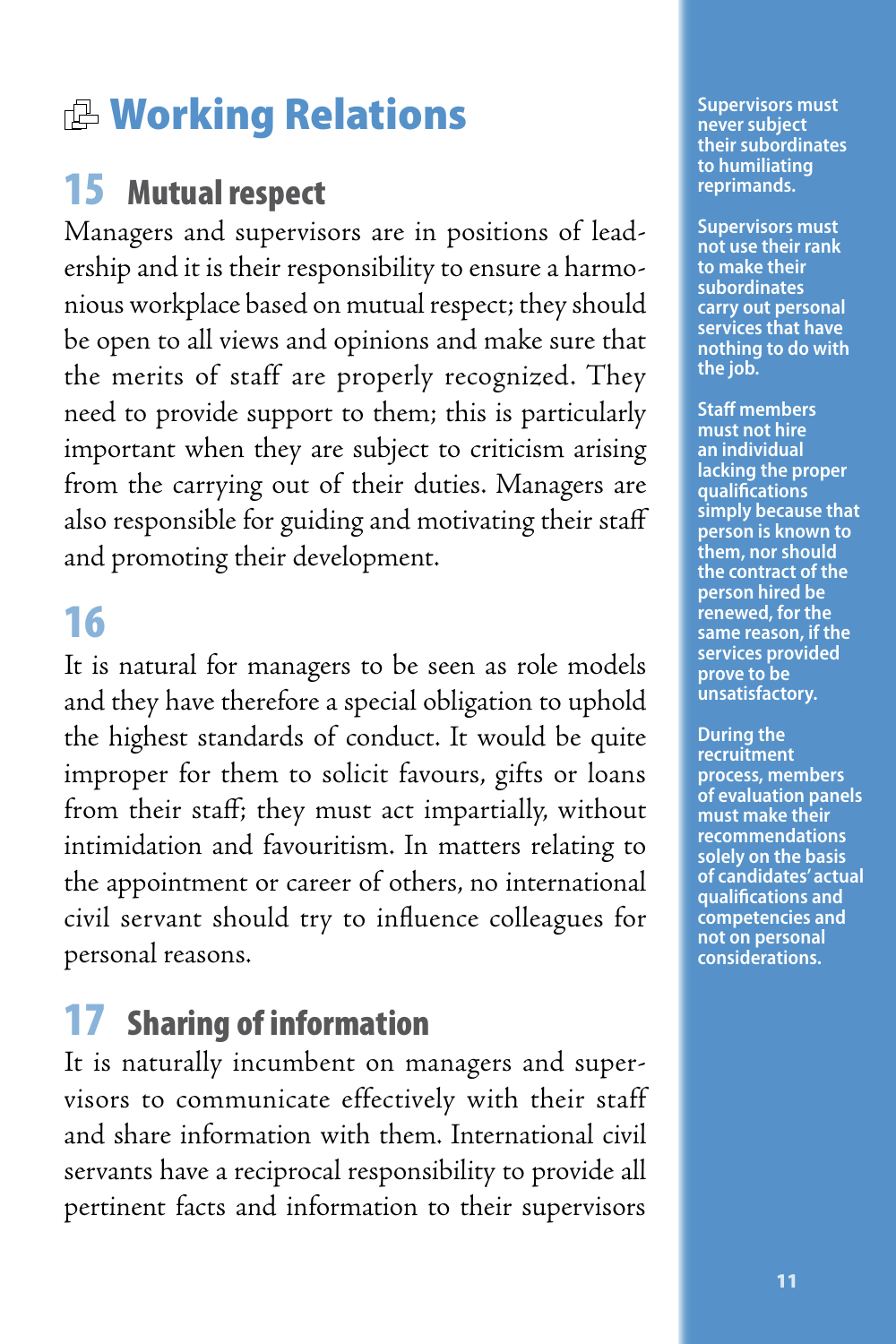# Working Relations

## 15 Mutual respect

Managers and supervisors are in positions of leadership and it is their responsibility to ensure a harmonious workplace based on mutual respect; they should be open to all views and opinions and make sure that the merits of staff are properly recognized. They need to provide support to them; this is particularly important when they are subject to criticism arising from the carrying out of their duties. Managers are also responsible for guiding and motivating their staff and promoting their development.

## 16

It is natural for managers to be seen as role models and they have therefore a special obligation to uphold the highest standards of conduct. It would be quite improper for them to solicit favours, gifts or loans from their staff; they must act impartially, without intimidation and favouritism. In matters relating to the appointment or career of others, no international civil servant should try to influence colleagues for personal reasons.

## 17 Sharing of information

It is naturally incumbent on managers and supervisors to communicate effectively with their staff and share information with them. International civil servants have a reciprocal responsibility to provide all pertinent facts and information to their supervisors

**Supervisors must never subject their subordinates to humiliating reprimands.**

**Supervisors must not use their rank to make their subordinates carry out personal services that have nothing to do with the job.**

**Staff members must not hire an individual lacking the proper qualifications simply because that person is known to them, nor should the contract of the person hired be renewed, for the same reason, if the services provided prove to be unsatisfactory.**

**During the recruitment process, members of evaluation panels must make their recommendations solely on the basis of candidates' actual qualifications and competencies and not on personal considerations.**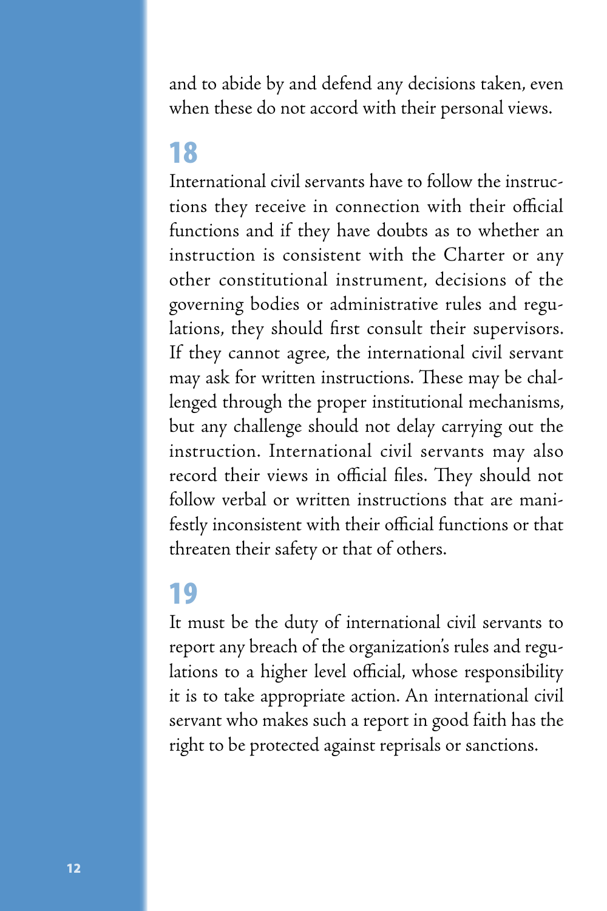and to abide by and defend any decisions taken, even when these do not accord with their personal views.

## 18

International civil servants have to follow the instructions they receive in connection with their official functions and if they have doubts as to whether an instruction is consistent with the Charter or any other constitutional instrument, decisions of the governing bodies or administrative rules and regulations, they should first consult their supervisors. If they cannot agree, the international civil servant may ask for written instructions. These may be challenged through the proper institutional mechanisms, but any challenge should not delay carrying out the instruction. International civil servants may also record their views in official files. They should not follow verbal or written instructions that are manifestly inconsistent with their official functions or that threaten their safety or that of others.

## 19

It must be the duty of international civil servants to report any breach of the organization's rules and regulations to a higher level official, whose responsibility it is to take appropriate action. An international civil servant who makes such a report in good faith has the right to be protected against reprisals or sanctions.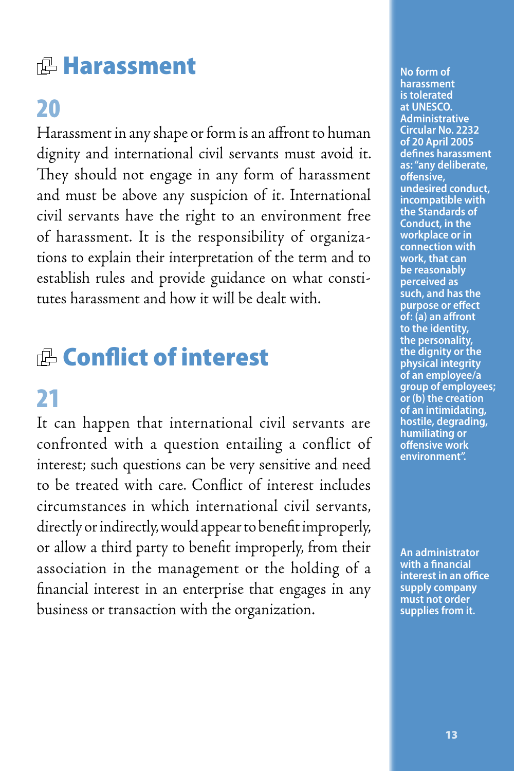## Harassment

### 20

Harassment in any shape or form is an affront to human dignity and international civil servants must avoid it. They should not engage in any form of harassment and must be above any suspicion of it. International civil servants have the right to an environment free of harassment. It is the responsibility of organizations to explain their interpretation of the term and to establish rules and provide guidance on what constitutes harassment and how it will be dealt with.

**No form of harassment is tolerated at UNESCO. Administrative Circular No. 2232 of 20 April 2005 defines harassment as: "any deliberate, offensive, undesired conduct, incompatible with the Standards of Conduct, in the workplace or in connection with work, that can be reasonably perceived as such, and has the purpose or effect of: (a) an affront to the identity, the personality, the dignity or the physical integrity of an employee/a group of employees; or (b) the creation of an intimidating, hostile, degrading, humiliating or offensive work environment".**

## Conflict of interest

### 21

It can happen that international civil servants are confronted with a question entailing a conflict of interest; such questions can be very sensitive and need to be treated with care. Conflict of interest includes circumstances in which international civil servants, directly or indirectly, would appear to benefit improperly, or allow a third party to benefit improperly, from their association in the management or the holding of a financial interest in an enterprise that engages in any business or transaction with the organization.

**An administrator with a financial interest in an office supply company must not order supplies from it.**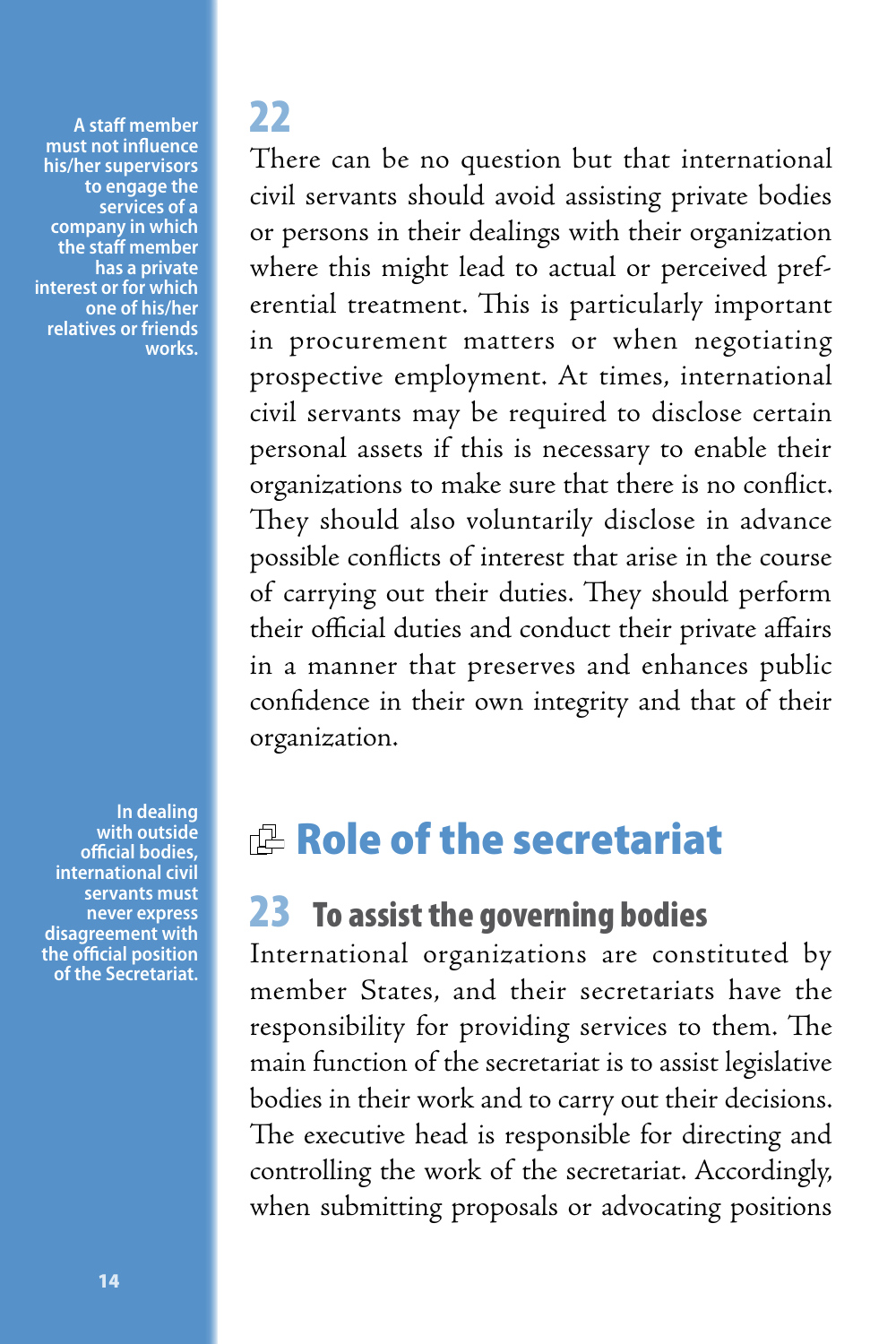> **A staff member must not influence his/her supervisors to engage the services of a company in which the staff member has a private interest or for which one of his/her relatives or friends works.**

**22**

There can be no question but that international civil servants should avoid assisting private bodies or persons in their dealings with their organization where this might lead to actual or perceived preferential treatment. This is particularly important in procurement matters or when negotiating prospective employment. At times, international civil servants may be required to disclose certain personal assets if this is necessary to enable their organizations to make sure that there is no conflict. They should also voluntarily disclose in advance possible conflicts of interest that arise in the course of carrying out their duties. They should perform their official duties and conduct their private affairs in a manner that preserves and enhances public confidence in their own integrity and that of their organization.

> **In dealing with outside official bodies, international civil servants must never express disagreement with the official position of the Secretariat.**

## Role of the secretariat

### 23 To assist the governing bodies

International organizations are constituted by member States, and their secretariats have the responsibility for providing services to them. The main function of the secretariat is to assist legislative bodies in their work and to carry out their decisions. The executive head is responsible for directing and controlling the work of the secretariat. Accordingly, when submitting proposals or advocating positions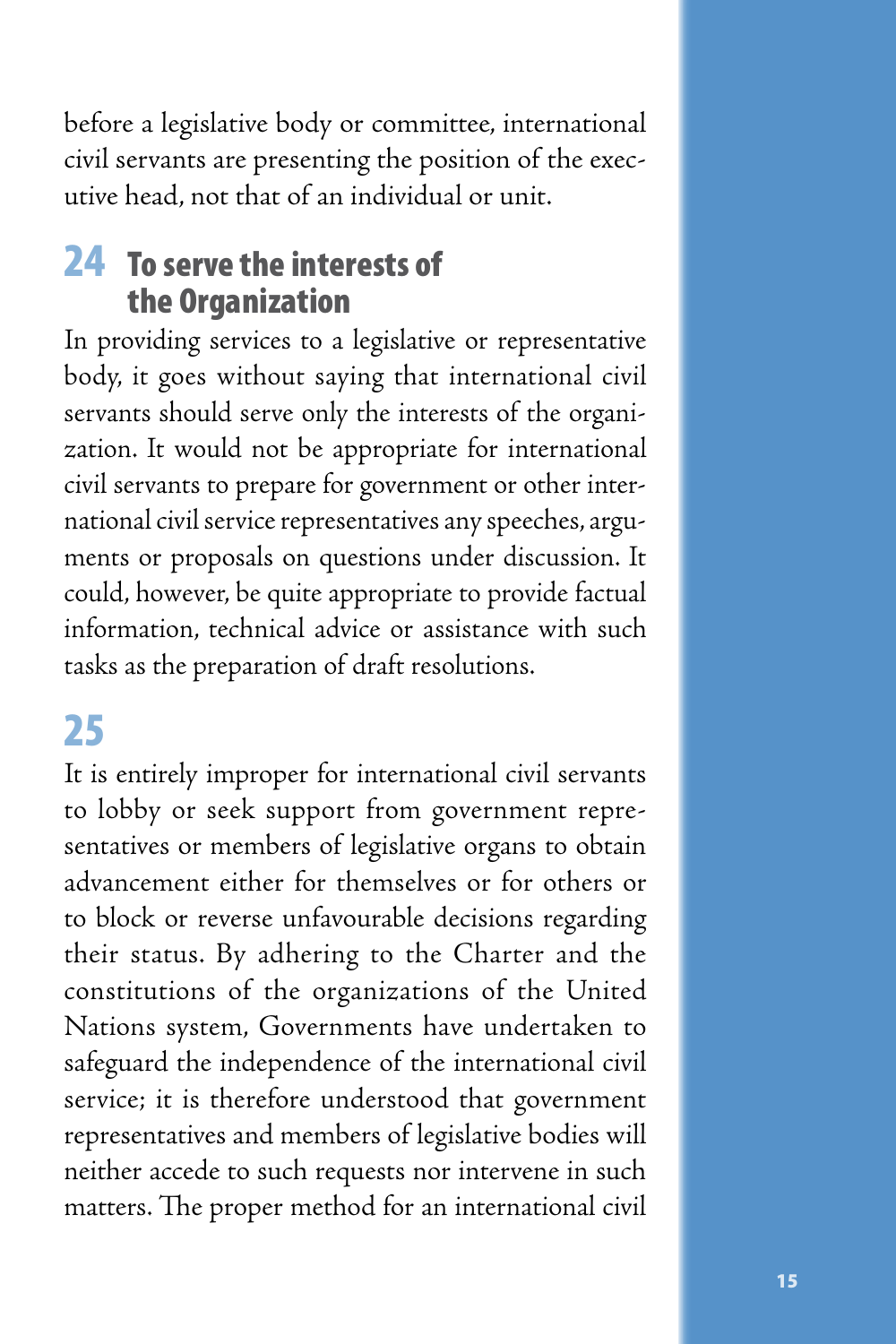before a legislative body or committee, international civil servants are presenting the position of the executive head, not that of an individual or unit.

## 24 To serve the interests of the Organization

In providing services to a legislative or representative body, it goes without saying that international civil servants should serve only the interests of the organization. It would not be appropriate for international civil servants to prepare for government or other international civil service representatives any speeches, arguments or proposals on questions under discussion. It could, however, be quite appropriate to provide factual information, technical advice or assistance with such tasks as the preparation of draft resolutions.

## 25

It is entirely improper for international civil servants to lobby or seek support from government representatives or members of legislative organs to obtain advancement either for themselves or for others or to block or reverse unfavourable decisions regarding their status. By adhering to the Charter and the constitutions of the organizations of the United Nations system, Governments have undertaken to safeguard the independence of the international civil service; it is therefore understood that government representatives and members of legislative bodies will neither accede to such requests nor intervene in such matters. The proper method for an international civil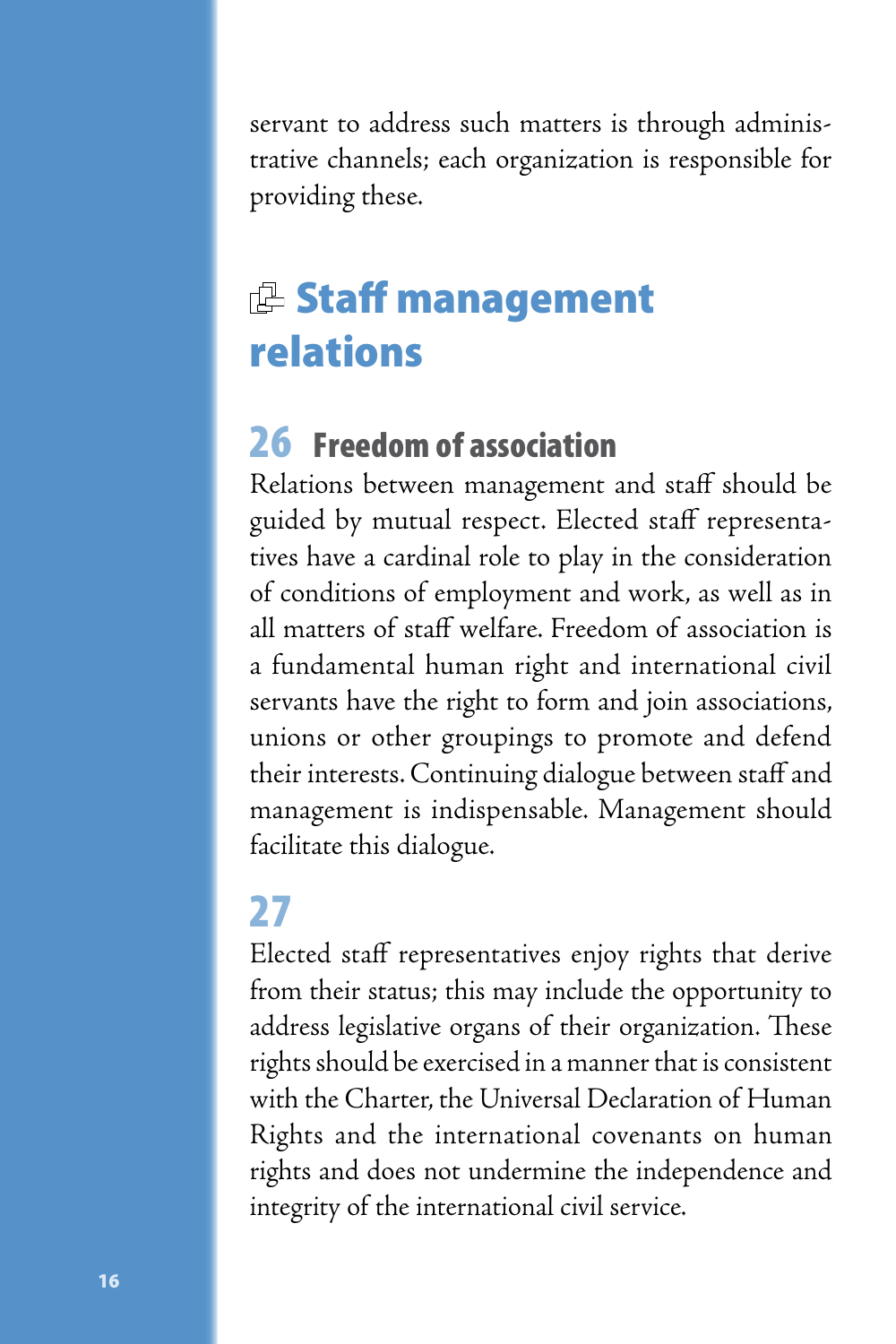servant to address such matters is through administrative channels; each organization is responsible for providing these.

## Staff management relations

### 26 Freedom of association

Relations between management and staff should be guided by mutual respect. Elected staff representatives have a cardinal role to play in the consideration of conditions of employment and work, as well as in all matters of staff welfare. Freedom of association is a fundamental human right and international civil servants have the right to form and join associations, unions or other groupings to promote and defend their interests. Continuing dialogue between staff and management is indispensable. Management should facilitate this dialogue.

### 27

Elected staff representatives enjoy rights that derive from their status; this may include the opportunity to address legislative organs of their organization. These rights should be exercised in a manner that is consistent with the Charter, the Universal Declaration of Human Rights and the international covenants on human rights and does not undermine the independence and integrity of the international civil service.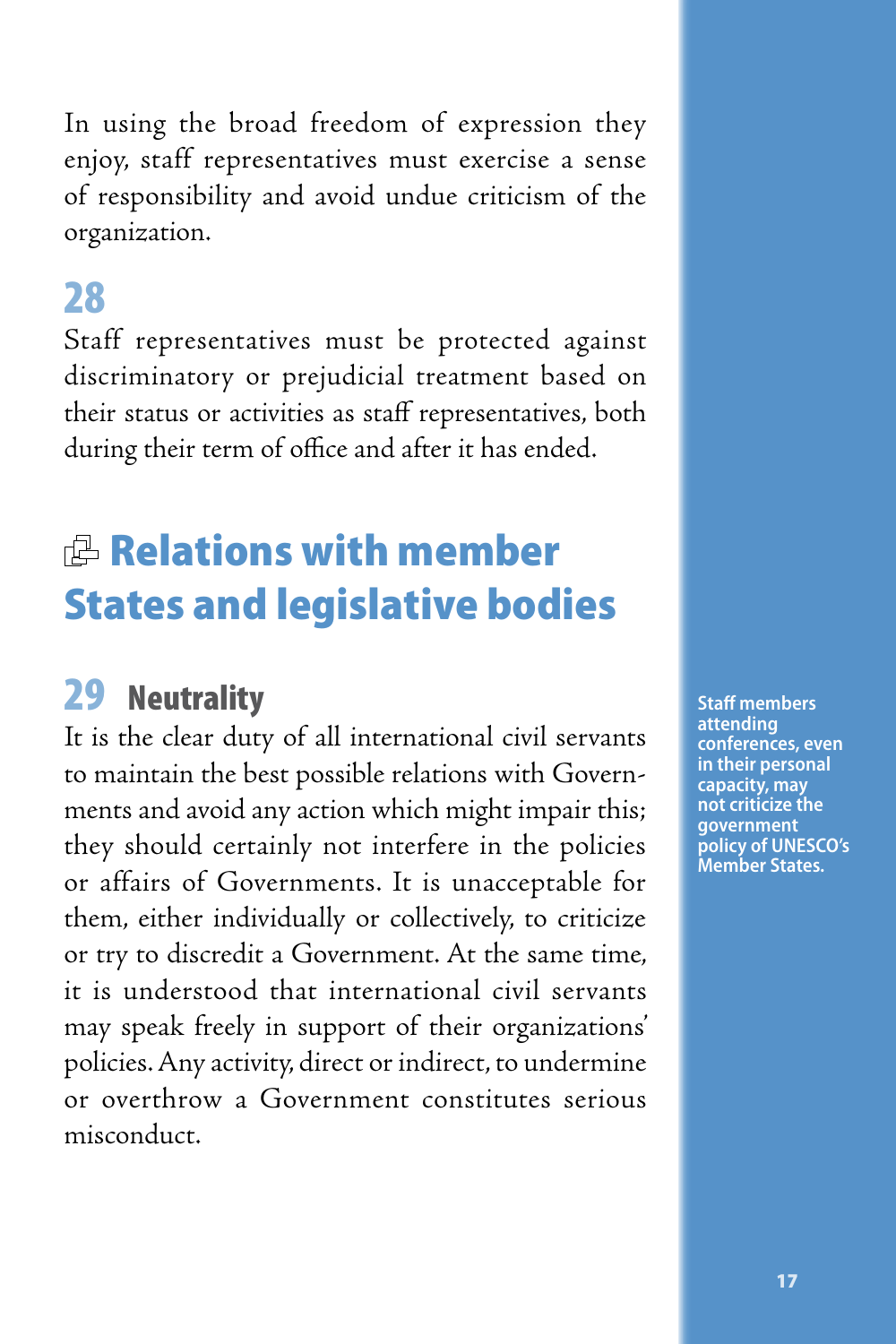In using the broad freedom of expression they enjoy, staff representatives must exercise a sense of responsibility and avoid undue criticism of the organization.

## 28

Staff representatives must be protected against discriminatory or prejudicial treatment based on their status or activities as staff representatives, both during their term of office and after it has ended.

# Relations with member States and legislative bodies

## 29 Neutrality

It is the clear duty of all international civil servants to maintain the best possible relations with Governments and avoid any action which might impair this; they should certainly not interfere in the policies or affairs of Governments. It is unacceptable for them, either individually or collectively, to criticize or try to discredit a Government. At the same time, it is understood that international civil servants may speak freely in support of their organizations' policies. Any activity, direct or indirect, to undermine or overthrow a Government constitutes serious misconduct.

**Staff members attending conferences, even in their personal capacity, may not criticize the government policy of UNESCO's Member States.**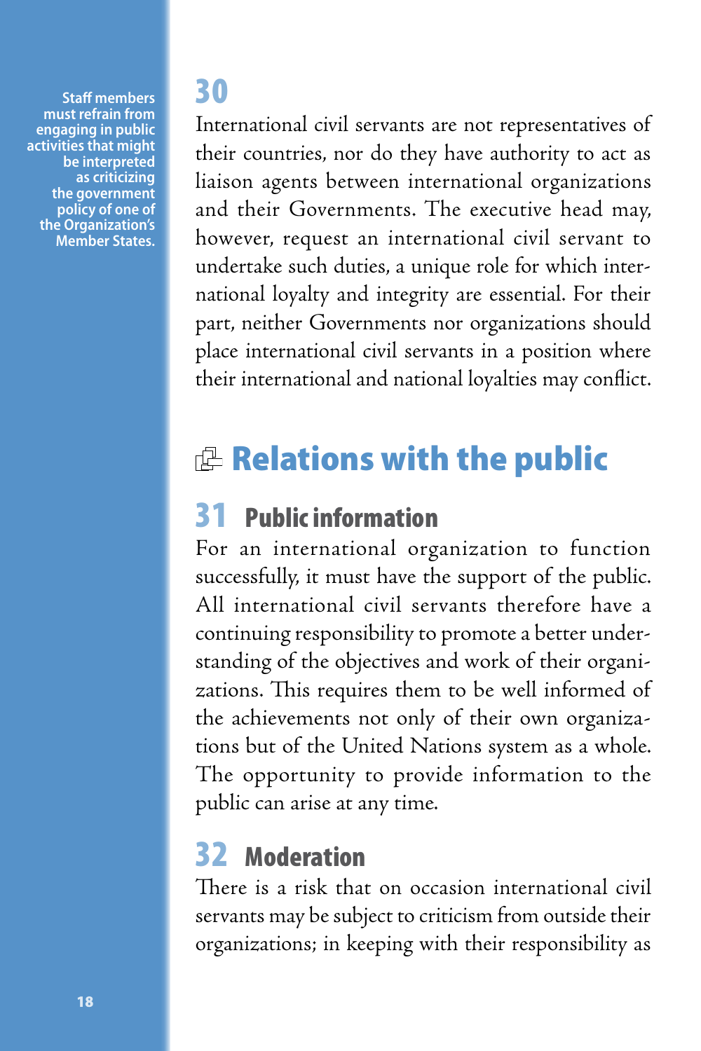**Staff members must refrain from engaging in public activities that might be interpreted as criticizing the government policy of one of the Organization's Member States.**

## 30

International civil servants are not representatives of their countries, nor do they have authority to act as liaison agents between international organizations and their Governments. The executive head may, however, request an international civil servant to undertake such duties, a unique role for which international loyalty and integrity are essential. For their part, neither Governments nor organizations should place international civil servants in a position where their international and national loyalties may conflict.

# Relations with the public

## 31 Public information

For an international organization to function successfully, it must have the support of the public. All international civil servants therefore have a continuing responsibility to promote a better understanding of the objectives and work of their organizations. This requires them to be well informed of the achievements not only of their own organizations but of the United Nations system as a whole. The opportunity to provide information to the public can arise at any time.

## 32 Moderation

There is a risk that on occasion international civil servants may be subject to criticism from outside their organizations; in keeping with their responsibility as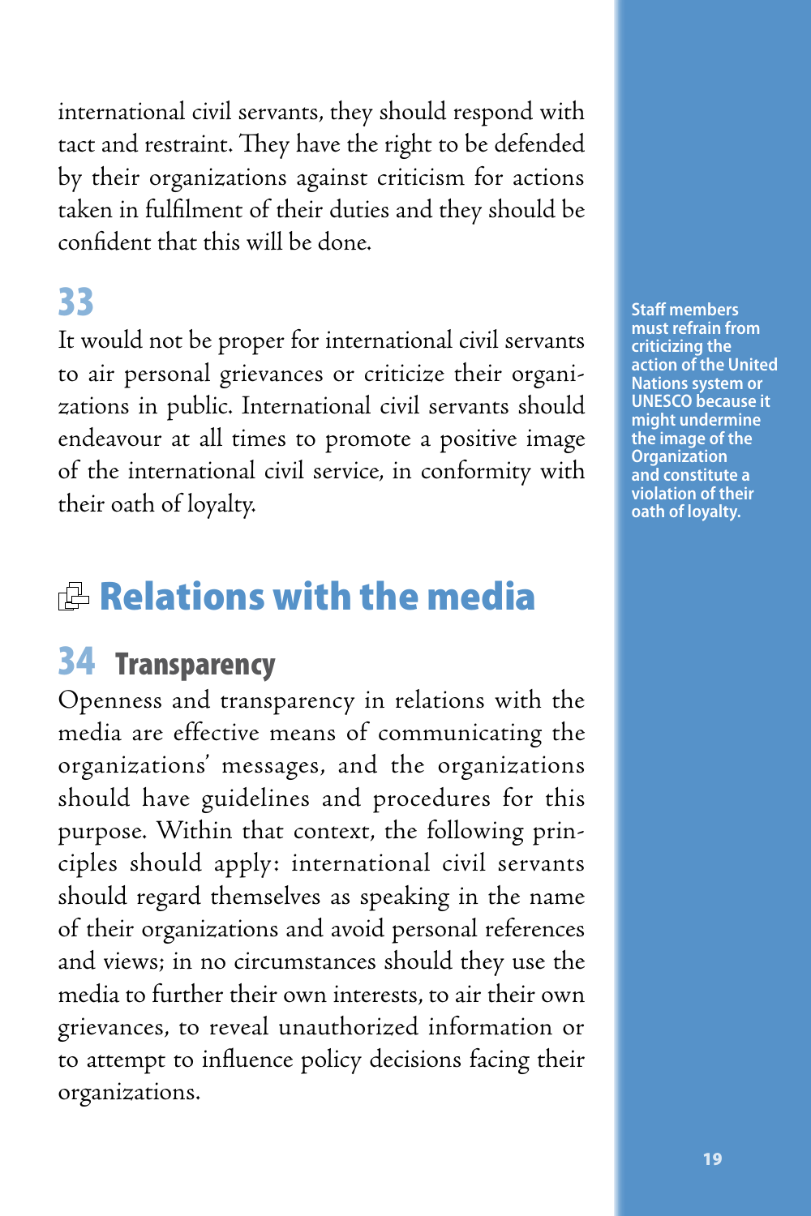international civil servants, they should respond with tact and restraint. They have the right to be defended by their organizations against criticism for actions taken in fulfilment of their duties and they should be confident that this will be done.

## 33

It would not be proper for international civil servants to air personal grievances or criticize their organizations in public. International civil servants should endeavour at all times to promote a positive image of the international civil service, in conformity with their oath of loyalty.

**Staff members must refrain from criticizing the action of the United Nations system or UNESCO because it might undermine the image of the Organization and constitute a violation of their oath of loyalty.**

# Relations with the media

## 34 Transparency

Openness and transparency in relations with the media are effective means of communicating the organizations' messages, and the organizations should have guidelines and procedures for this purpose. Within that context, the following principles should apply: international civil servants should regard themselves as speaking in the name of their organizations and avoid personal references and views; in no circumstances should they use the media to further their own interests, to air their own grievances, to reveal unauthorized information or to attempt to influence policy decisions facing their organizations.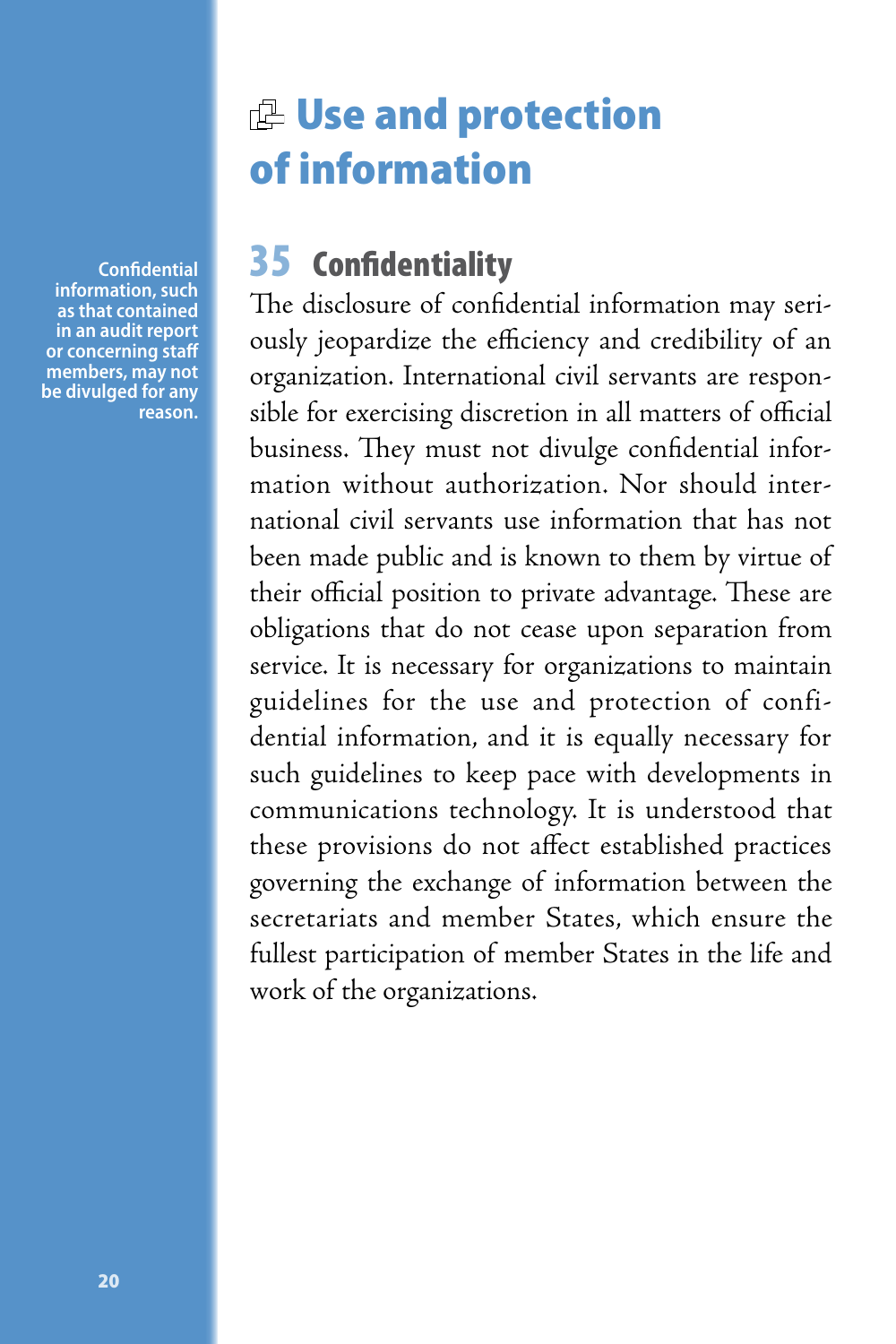# Use and protection of information

**Confidential information, such as that contained in an audit report or concerning staff members, may not be divulged for any reason.**

## 35 Confidentiality

The disclosure of confidential information may seriously jeopardize the efficiency and credibility of an organization. International civil servants are responsible for exercising discretion in all matters of official business. They must not divulge confidential information without authorization. Nor should international civil servants use information that has not been made public and is known to them by virtue of their official position to private advantage. These are obligations that do not cease upon separation from service. It is necessary for organizations to maintain guidelines for the use and protection of confidential information, and it is equally necessary for such guidelines to keep pace with developments in communications technology. It is understood that these provisions do not affect established practices governing the exchange of information between the secretariats and member States, which ensure the fullest participation of member States in the life and work of the organizations.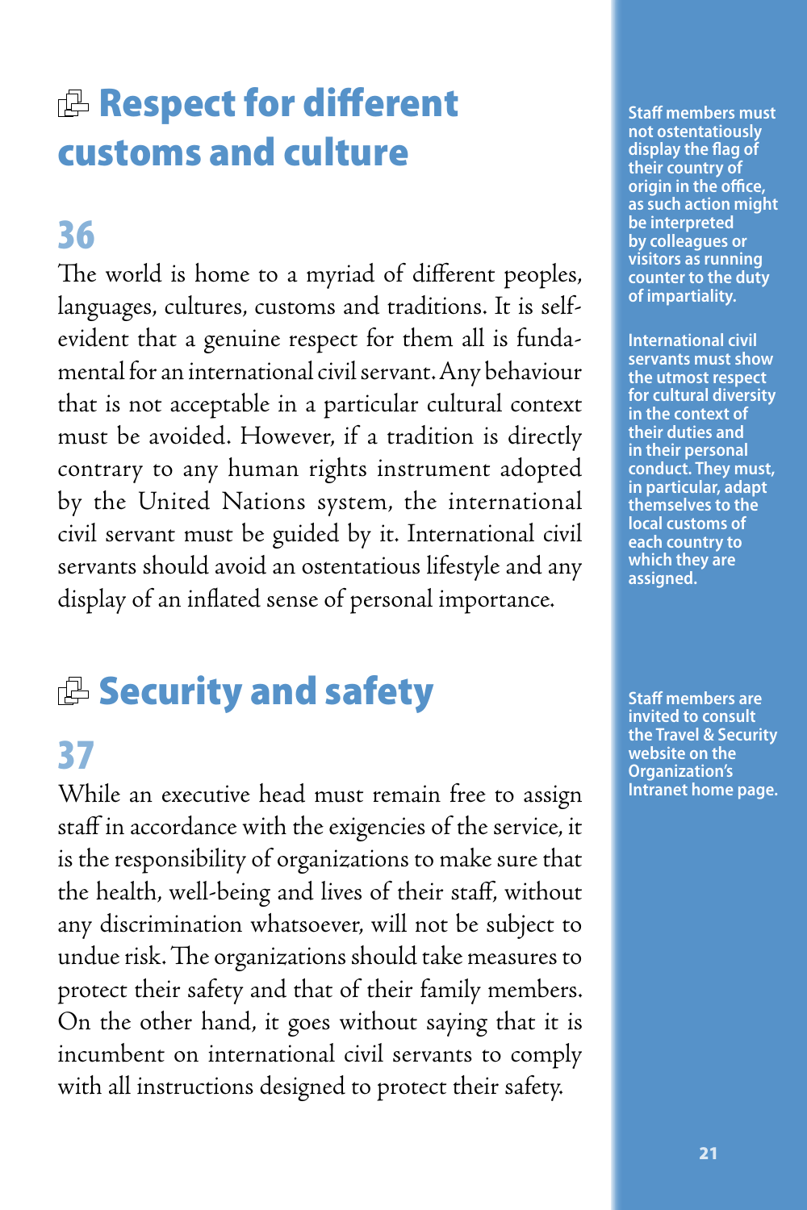## Respect for different customs and culture

### 36

The world is home to a myriad of different peoples, languages, cultures, customs and traditions. It is self-evident that a genuine respect for them all is fundamental for an international civil servant. Any behaviour that is not acceptable in a particular cultural context must be avoided. However, if a tradition is directly contrary to any human rights instrument adopted by the United Nations system, the international civil servant must be guided by it. International civil servants should avoid an ostentatious lifestyle and any display of an inflated sense of personal importance.

**Staff members must not ostentatiously display the flag of their country of origin in the office, as such action might be interpreted by colleagues or visitors as running counter to the duty of impartiality.**

**International civil servants must show the utmost respect for cultural diversity in the context of their duties and in their personal conduct. They must, in particular, adapt themselves to the local customs of each country to which they are assigned.**

## Security and safety

### 37

While an executive head must remain free to assign staff in accordance with the exigencies of the service, it is the responsibility of organizations to make sure that the health, well-being and lives of their staff, without any discrimination whatsoever, will not be subject to undue risk. The organizations should take measures to protect their safety and that of their family members. On the other hand, it goes without saying that it is incumbent on international civil servants to comply with all instructions designed to protect their safety.

**Staff members are invited to consult the Travel & Security website on the Organization's Intranet home page.**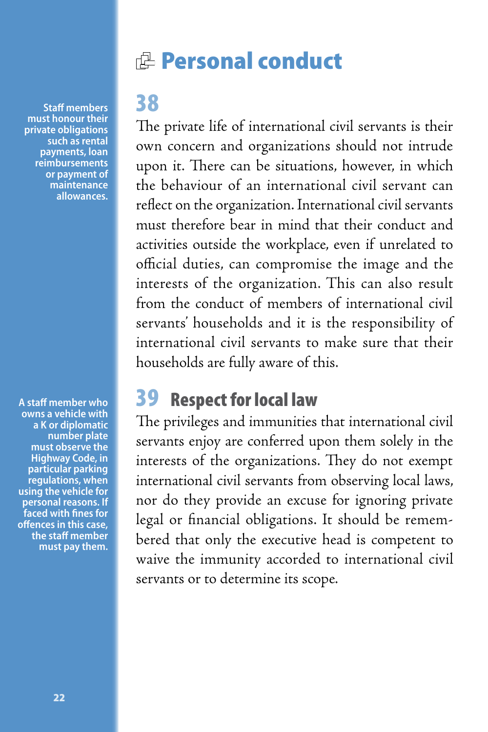# Personal conduct

## 38

The private life of international civil servants is their own concern and organizations should not intrude upon it. There can be situations, however, in which the behaviour of an international civil servant can reflect on the organization. International civil servants must therefore bear in mind that their conduct and activities outside the workplace, even if unrelated to official duties, can compromise the image and the interests of the organization. This can also result from the conduct of members of international civil servants' households and it is the responsibility of international civil servants to make sure that their households are fully aware of this.

**Staff members must honour their private obligations such as rental payments, loan reimbursements or payment of maintenance allowances.**

## 39 Respect for local law

The privileges and immunities that international civil servants enjoy are conferred upon them solely in the interests of the organizations. They do not exempt international civil servants from observing local laws, nor do they provide an excuse for ignoring private legal or financial obligations. It should be remembered that only the executive head is competent to waive the immunity accorded to international civil servants or to determine its scope.

**A staff member who owns a vehicle with a K or diplomatic number plate must observe the Highway Code, in particular parking regulations, when using the vehicle for personal reasons. If faced with fines for offences in this case, the staff member must pay them.**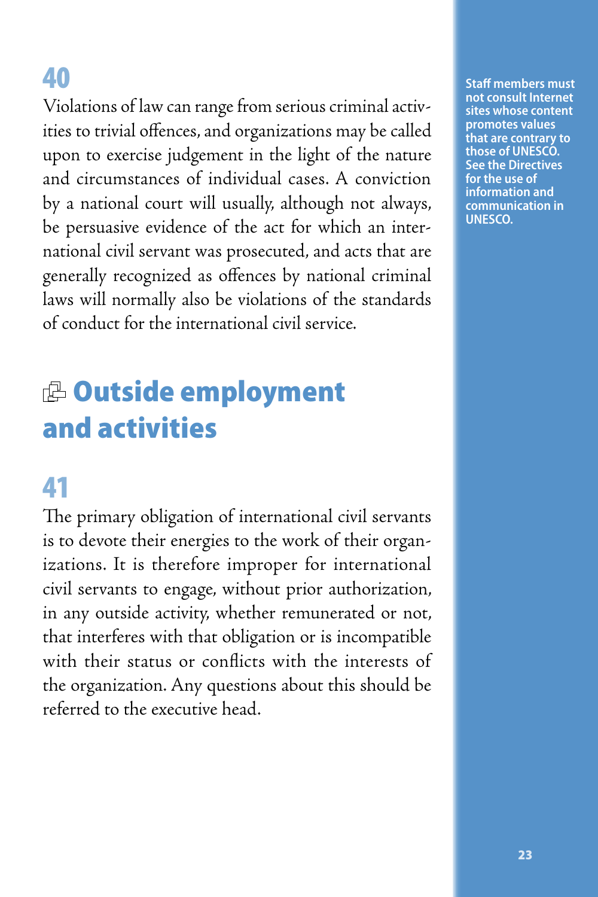## 40

Violations of law can range from serious criminal activities to trivial offences, and organizations may be called upon to exercise judgement in the light of the nature and circumstances of individual cases. A conviction by a national court will usually, although not always, be persuasive evidence of the act for which an international civil servant was prosecuted, and acts that are generally recognized as offences by national criminal laws will normally also be violations of the standards of conduct for the international civil service.

**Staff members must not consult Internet sites whose content promotes values that are contrary to those of UNESCO. See the Directives for the use of information and communication in UNESCO.**

# Outside employment and activities

## 41

The primary obligation of international civil servants is to devote their energies to the work of their organizations. It is therefore improper for international civil servants to engage, without prior authorization, in any outside activity, whether remunerated or not, that interferes with that obligation or is incompatible with their status or conflicts with the interests of the organization. Any questions about this should be referred to the executive head.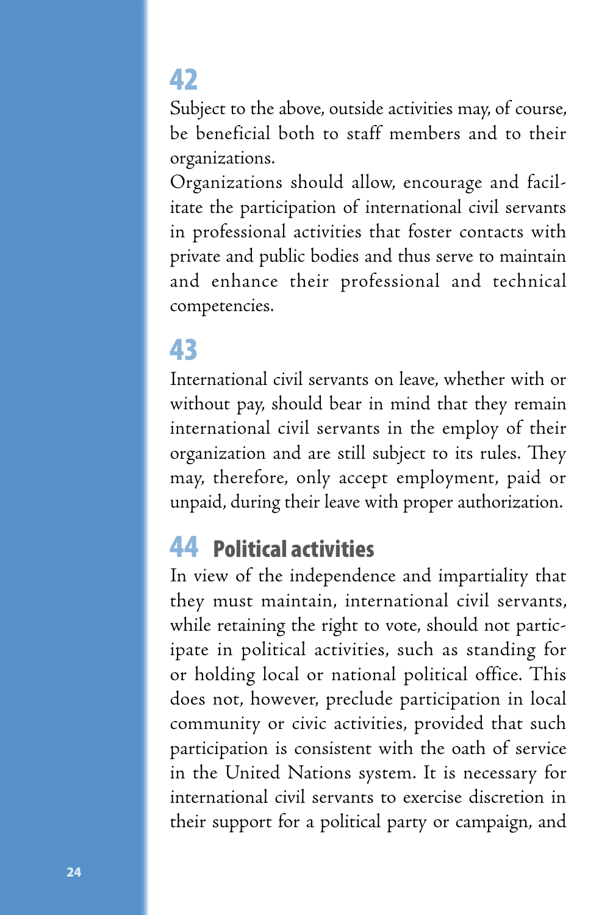## 42

Subject to the above, outside activities may, of course, be beneficial both to staff members and to their organizations.

Organizations should allow, encourage and facilitate the participation of international civil servants in professional activities that foster contacts with private and public bodies and thus serve to maintain and enhance their professional and technical competencies.

## 43

International civil servants on leave, whether with or without pay, should bear in mind that they remain international civil servants in the employ of their organization and are still subject to its rules. They may, therefore, only accept employment, paid or unpaid, during their leave with proper authorization.

## 44 Political activities

In view of the independence and impartiality that they must maintain, international civil servants, while retaining the right to vote, should not participate in political activities, such as standing for or holding local or national political office. This does not, however, preclude participation in local community or civic activities, provided that such participation is consistent with the oath of service in the United Nations system. It is necessary for international civil servants to exercise discretion in their support for a political party or campaign, and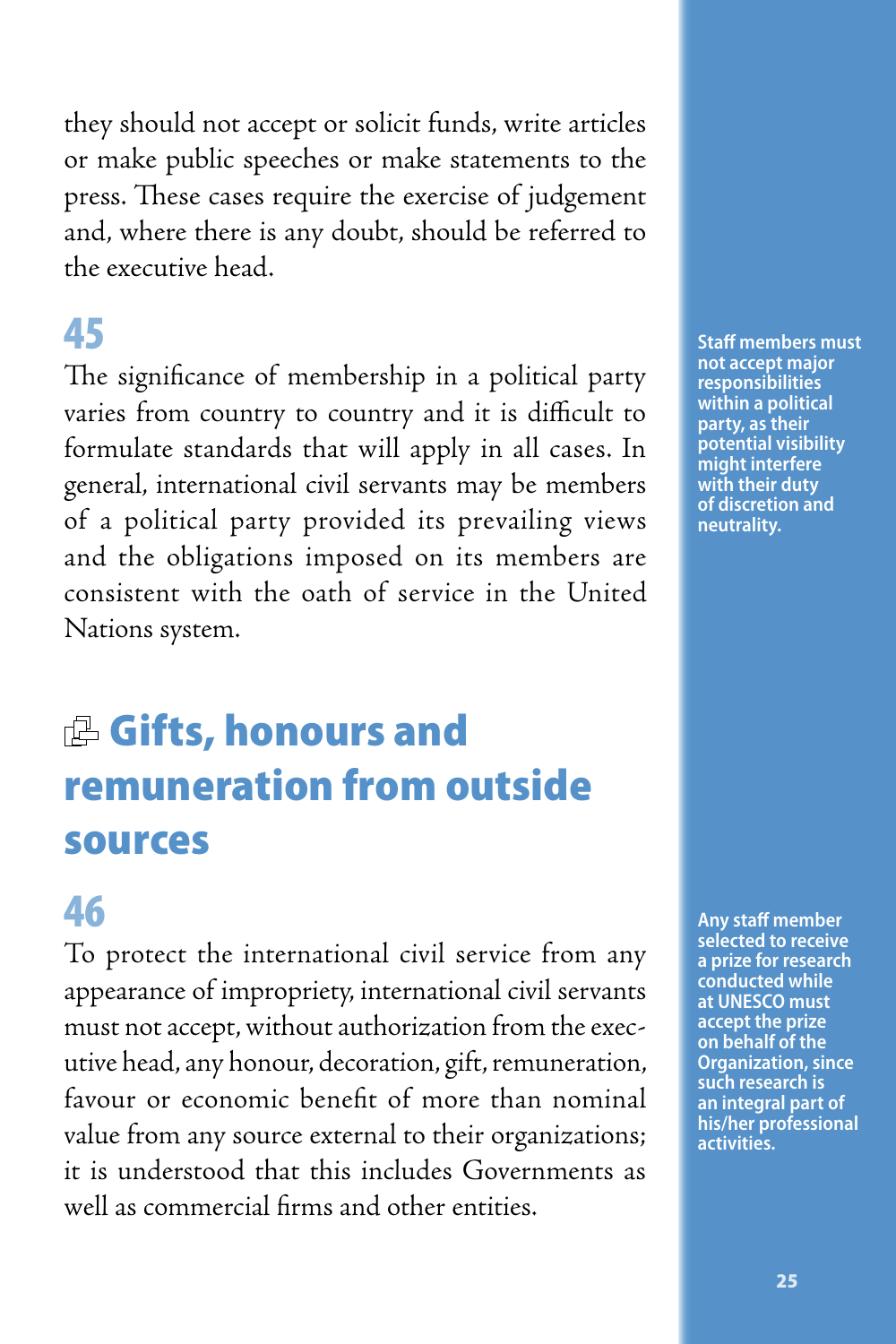they should not accept or solicit funds, write articles or make public speeches or make statements to the press. These cases require the exercise of judgement and, where there is any doubt, should be referred to the executive head.

## 45

The significance of membership in a political party varies from country to country and it is difficult to formulate standards that will apply in all cases. In general, international civil servants may be members of a political party provided its prevailing views and the obligations imposed on its members are consistent with the oath of service in the United Nations system.

**Staff members must not accept major responsibilities within a political party, as their potential visibility might interfere with their duty of discretion and neutrality.**

# Gifts, honours and remuneration from outside sources

## 46

To protect the international civil service from any appearance of impropriety, international civil servants must not accept, without authorization from the executive head, any honour, decoration, gift, remuneration, favour or economic benefit of more than nominal value from any source external to their organizations; it is understood that this includes Governments as well as commercial firms and other entities.

**Any staff member selected to receive a prize for research conducted while at UNESCO must accept the prize on behalf of the Organization, since such research is an integral part of his/her professional activities.**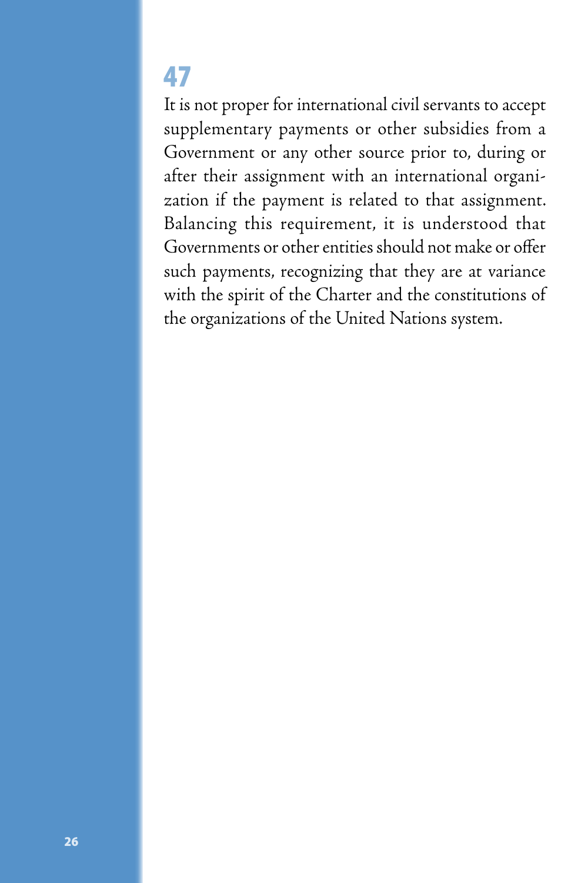**47**

It is not proper for international civil servants to accept supplementary payments or other subsidies from a Government or any other source prior to, during or after their assignment with an international organization if the payment is related to that assignment. Balancing this requirement, it is understood that Governments or other entities should not make or offer such payments, recognizing that they are at variance with the spirit of the Charter and the constitutions of the organizations of the United Nations system.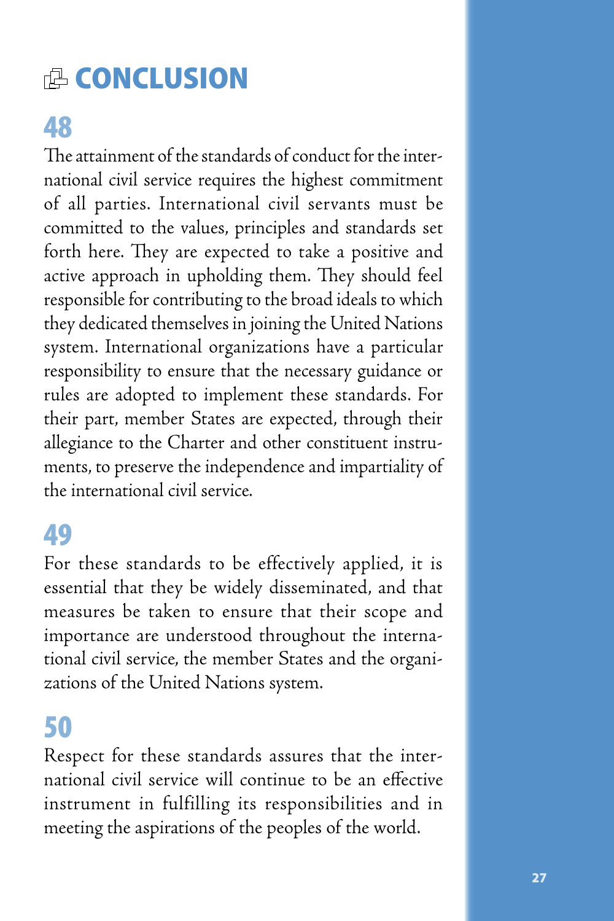# CONCLUSION

## 48

The attainment of the standards of conduct for the international civil service requires the highest commitment of all parties. International civil servants must be committed to the values, principles and standards set forth here. They are expected to take a positive and active approach in upholding them. They should feel responsible for contributing to the broad ideals to which they dedicated themselves in joining the United Nations system. International organizations have a particular responsibility to ensure that the necessary guidance or rules are adopted to implement these standards. For their part, member States are expected, through their allegiance to the Charter and other constituent instruments, to preserve the independence and impartiality of the international civil service.

## 49

For these standards to be effectively applied, it is essential that they be widely disseminated, and that measures be taken to ensure that their scope and importance are understood throughout the international civil service, the member States and the organizations of the United Nations system.

## 50

Respect for these standards assures that the international civil service will continue to be an effective instrument in fulfilling its responsibilities and in meeting the aspirations of the peoples of the world.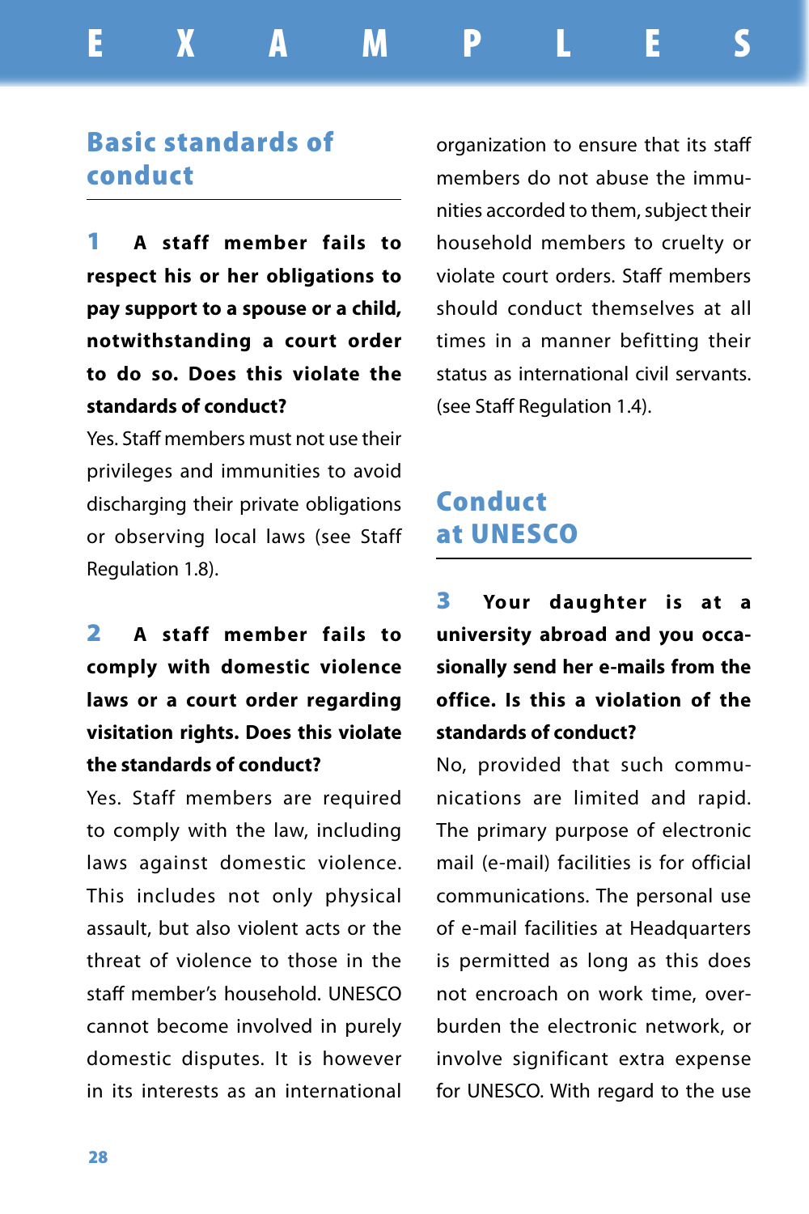# EXAMPLES

## Basic standards of conduct

**1 A staff member fails to respect his or her obligations to pay support to a spouse or a child, notwithstanding a court order to do so. Does this violate the standards of conduct?**

Yes. Staff members must not use their privileges and immunities to avoid discharging their private obligations or observing local laws (see Staff Regulation 1.8).

**2 A staff member fails to comply with domestic violence laws or a court order regarding visitation rights. Does this violate the standards of conduct?**

Yes. Staff members are required to comply with the law, including laws against domestic violence. This includes not only physical assault, but also violent acts or the threat of violence to those in the staff member's household. UNESCO cannot become involved in purely domestic disputes. It is however in its interests as an international organization to ensure that its staff members do not abuse the immunities accorded to them, subject their household members to cruelty or violate court orders. Staff members should conduct themselves at all times in a manner befitting their status as international civil servants. (see Staff Regulation 1.4).

## Conduct at UNESCO

**3 Your daughter is at a university abroad and you occasionally send her e-mails from the office. Is this a violation of the standards of conduct?**

No, provided that such communications are limited and rapid. The primary purpose of electronic mail (e-mail) facilities is for official communications. The personal use of e-mail facilities at Headquarters is permitted as long as this does not encroach on work time, overburden the electronic network, or involve significant extra expense for UNESCO. With regard to the use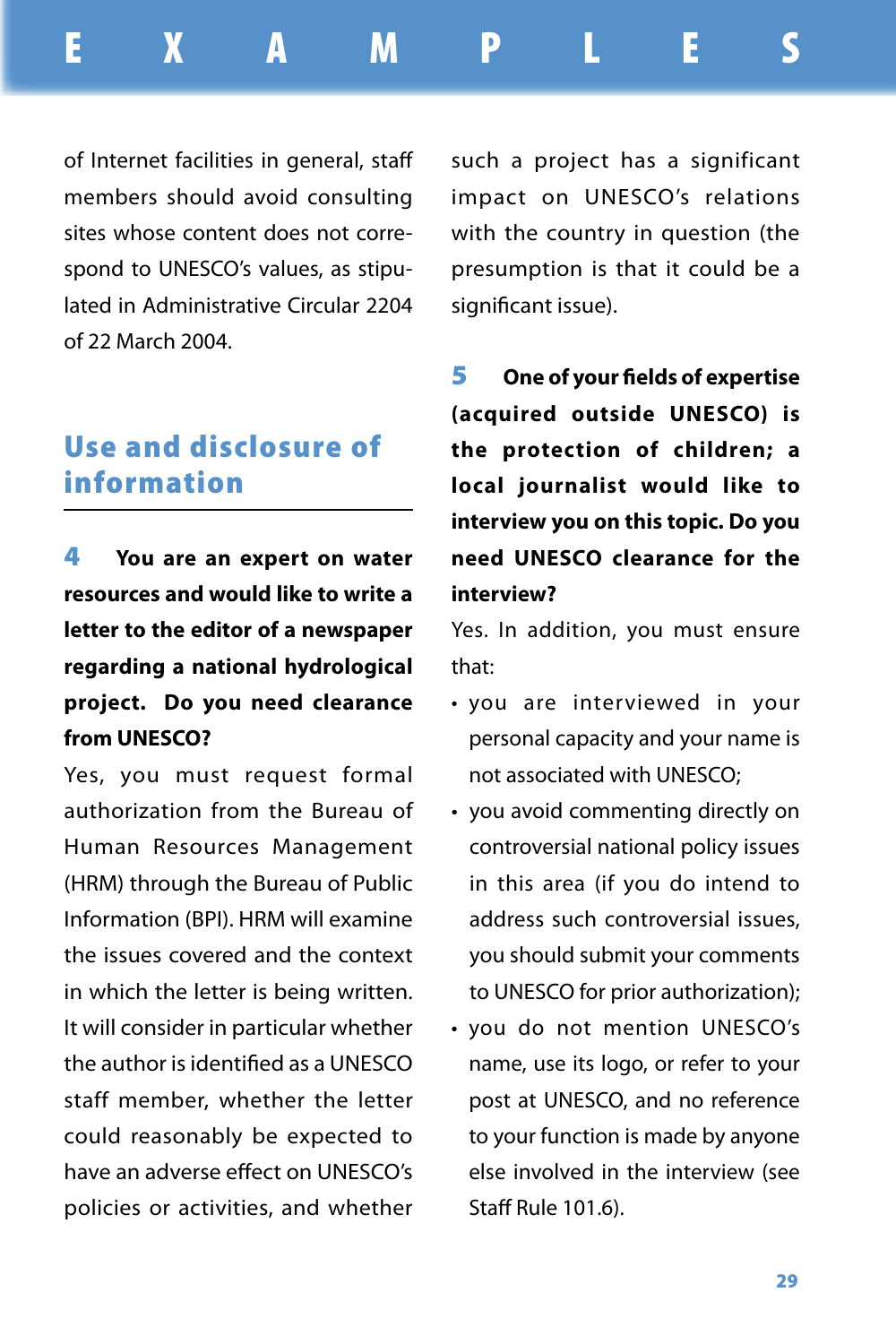of Internet facilities in general, staff members should avoid consulting sites whose content does not correspond to UNESCO's values, as stipulated in Administrative Circular 2204 of 22 March 2004.

## Use and disclosure of information

**4 You are an expert on water resources and would like to write a letter to the editor of a newspaper regarding a national hydrological project. Do you need clearance from UNESCO?**

Yes, you must request formal authorization from the Bureau of Human Resources Management (HRM) through the Bureau of Public Information (BPI). HRM will examine the issues covered and the context in which the letter is being written. It will consider in particular whether the author is identified as a UNESCO staff member, whether the letter could reasonably be expected to have an adverse effect on UNESCO's policies or activities, and whether such a project has a significant impact on UNESCO's relations with the country in question (the presumption is that it could be a significant issue).

**5 One of your fields of expertise (acquired outside UNESCO) is the protection of children; a local journalist would like to interview you on this topic. Do you need UNESCO clearance for the interview?**

Yes. In addition, you must ensure that:

- you are interviewed in your personal capacity and your name is not associated with UNESCO;
- you avoid commenting directly on controversial national policy issues in this area (if you do intend to address such controversial issues, you should submit your comments to UNESCO for prior authorization);
- you do not mention UNESCO's name, use its logo, or refer to your post at UNESCO, and no reference to your function is made by anyone else involved in the interview (see Staff Rule 101.6).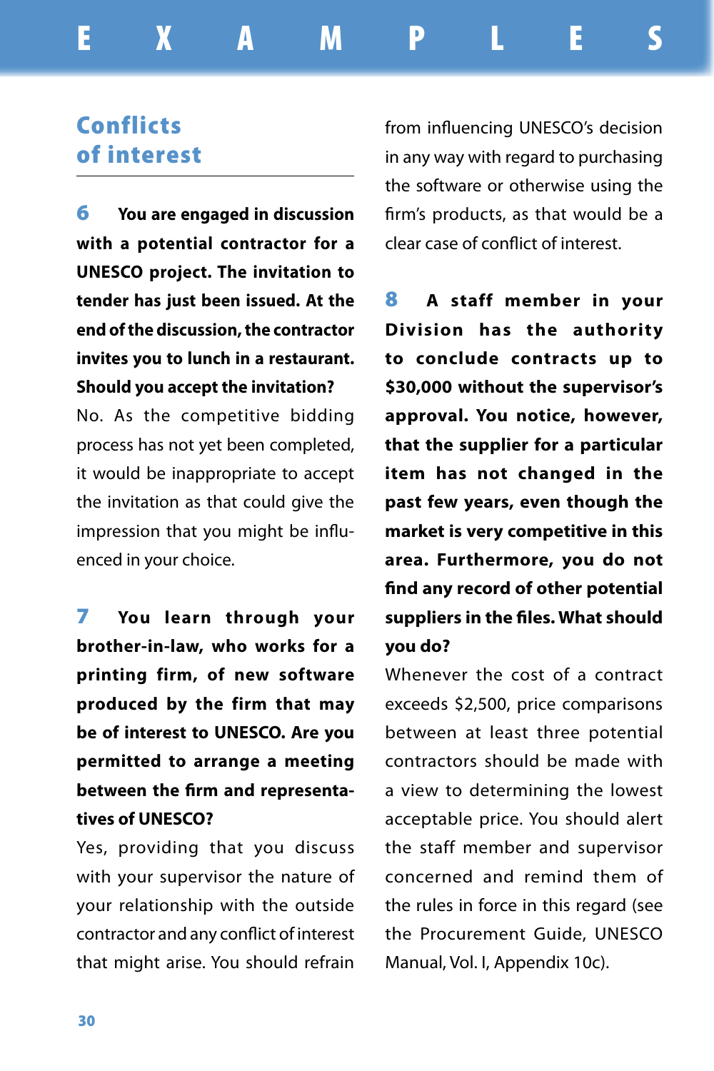# EXAMPLES

## Conflicts of interest

**6 You are engaged in discussion with a potential contractor for a UNESCO project. The invitation to tender has just been issued. At the end of the discussion, the contractor invites you to lunch in a restaurant. Should you accept the invitation?**

No. As the competitive bidding process has not yet been completed, it would be inappropriate to accept the invitation as that could give the impression that you might be influenced in your choice.

**7 You learn through your brother-in-law, who works for a printing firm, of new software produced by the firm that may be of interest to UNESCO. Are you permitted to arrange a meeting between the firm and representatives of UNESCO?**

Yes, providing that you discuss with your supervisor the nature of your relationship with the outside contractor and any conflict of interest that might arise. You should refrain from influencing UNESCO's decision in any way with regard to purchasing the software or otherwise using the firm's products, as that would be a clear case of conflict of interest.

**8 A staff member in your Division has the authority to conclude contracts up to $30,000 without the supervisor's approval. You notice, however, that the supplier for a particular item has not changed in the past few years, even though the market is very competitive in this area. Furthermore, you do not find any record of other potential suppliers in the files. What should you do?**

Whenever the cost of a contract exceeds $2,500, price comparisons between at least three potential contractors should be made with a view to determining the lowest acceptable price. You should alert the staff member and supervisor concerned and remind them of the rules in force in this regard (see the Procurement Guide, UNESCO Manual, Vol. I, Appendix 10c).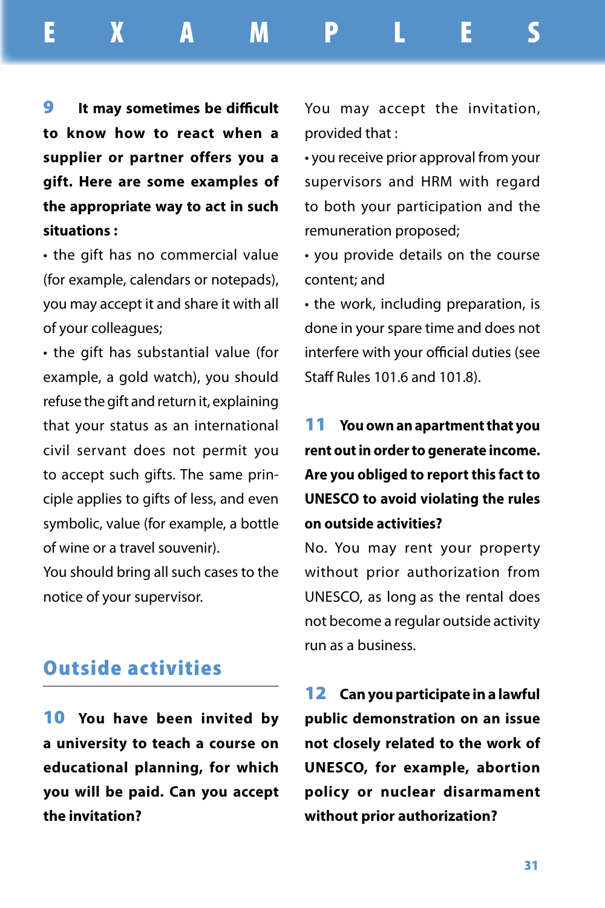**9 It may sometimes be difficult to know how to react when a supplier or partner offers you a gift. Here are some examples of the appropriate way to act in such situations :**

- the gift has no commercial value (for example, calendars or notepads), you may accept it and share it with all of your colleagues;
- the gift has substantial value (for example, a gold watch), you should refuse the gift and return it, explaining that your status as an international civil servant does not permit you to accept such gifts. The same principle applies to gifts of less, and even symbolic, value (for example, a bottle of wine or a travel souvenir).

You should bring all such cases to the notice of your supervisor.

## Outside activities

**10 You have been invited by a university to teach a course on educational planning, for which you will be paid. Can you accept the invitation?**

You may accept the invitation, provided that :

- you receive prior approval from your supervisors and HRM with regard to both your participation and the remuneration proposed;
- you provide details on the course content; and
- the work, including preparation, is done in your spare time and does not interfere with your official duties (see Staff Rules 101.6 and 101.8).

**11 You own an apartment that you rent out in order to generate income. Are you obliged to report this fact to UNESCO to avoid violating the rules on outside activities?**

No. You may rent your property without prior authorization from UNESCO, as long as the rental does not become a regular outside activity run as a business.

**12 Can you participate in a lawful public demonstration on an issue not closely related to the work of UNESCO, for example, abortion policy or nuclear disarmament without prior authorization?**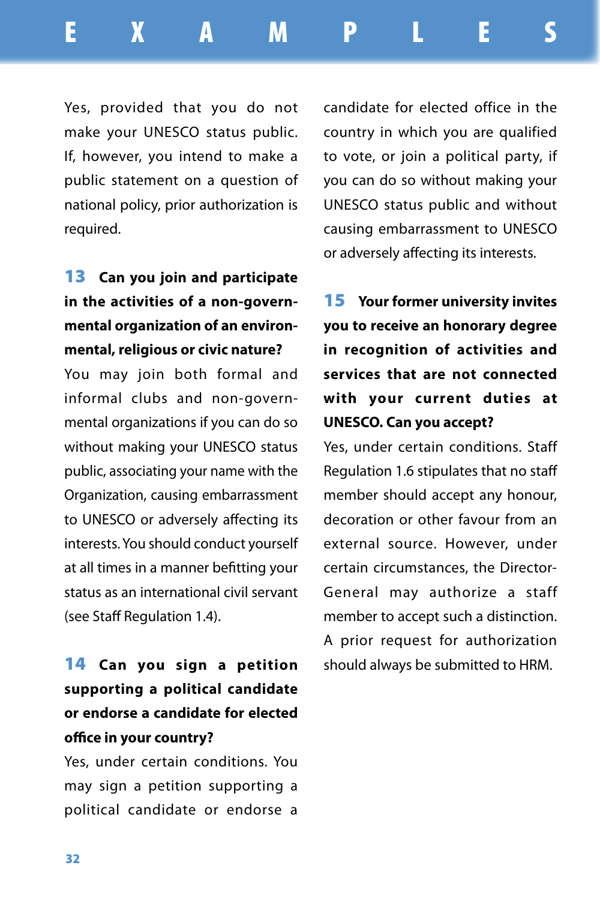Yes, provided that you do not make your UNESCO status public. If, however, you intend to make a public statement on a question of national policy, prior authorization is required.

**13 Can you join and participate in the activities of a non-governmental organization of an environmental, religious or civic nature?**

You may join both formal and informal clubs and non-governmental organizations if you can do so without making your UNESCO status public, associating your name with the Organization, causing embarrassment to UNESCO or adversely affecting its interests. You should conduct yourself at all times in a manner befitting your status as an international civil servant (see Staff Regulation 1.4).

**14 Can you sign a petition supporting a political candidate or endorse a candidate for elected office in your country?**

Yes, under certain conditions. You may sign a petition supporting a political candidate or endorse a candidate for elected office in the country in which you are qualified to vote, or join a political party, if you can do so without making your UNESCO status public and without causing embarrassment to UNESCO or adversely affecting its interests.

**15 Your former university invites you to receive an honorary degree in recognition of activities and services that are not connected with your current duties at UNESCO. Can you accept?**

Yes, under certain conditions. Staff Regulation 1.6 stipulates that no staff member should accept any honour, decoration or other favour from an external source. However, under certain circumstances, the Director-General may authorize a staff member to accept such a distinction. A prior request for authorization should always be submitted to HRM.